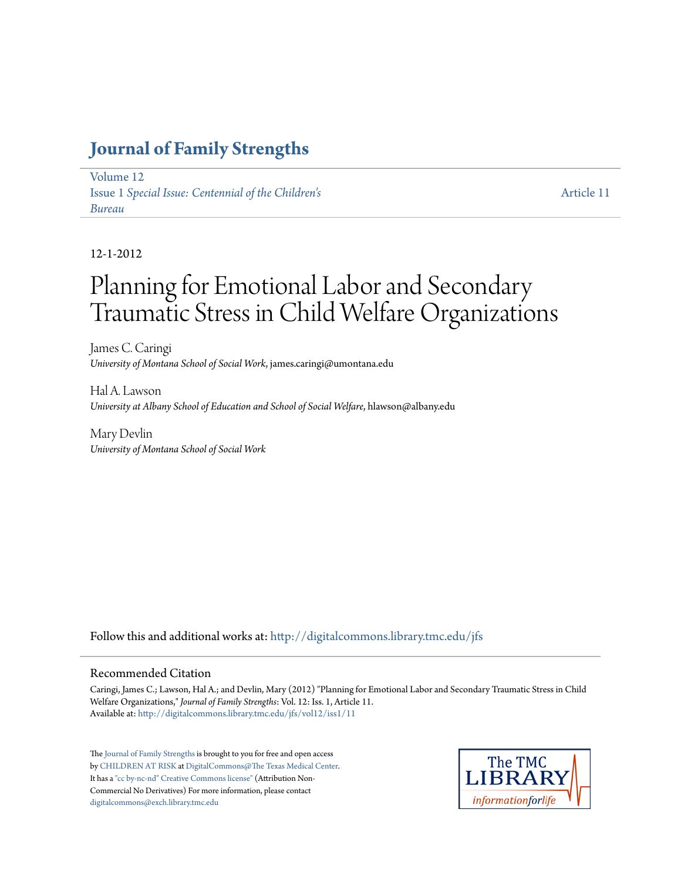# Journal of Family Strengths

Volume 12
Issue 1 *Special Issue: Centennial of the Children's Bureau*

Article 11

12-1-2012

# Planning for Emotional Labor and Secondary Traumatic Stress in Child Welfare Organizations

James C. Caringi
*University of Montana School of Social Work*, james.caringi@umontana.edu

Hal A. Lawson
*University at Albany School of Education and School of Social Welfare*, hlawson@albany.edu

Mary Devlin
*University of Montana School of Social Work*

Follow this and additional works at: http://digitalcommons.library.tmc.edu/jfs

## Recommended Citation

Caringi, James C.; Lawson, Hal A.; and Devlin, Mary (2012) "Planning for Emotional Labor and Secondary Traumatic Stress in Child Welfare Organizations," *Journal of Family Strengths*: Vol. 12: Iss. 1, Article 11.
Available at: http://digitalcommons.library.tmc.edu/jfs/vol12/iss1/11

The Journal of Family Strengths is brought to you for free and open access by CHILDREN AT RISK at DigitalCommons@The Texas Medical Center. It has a "cc by-nc-nd" Creative Commons license" (Attribution Non-Commercial No Derivatives) For more information, please contact digitalcommons@exch.library.tmc.edu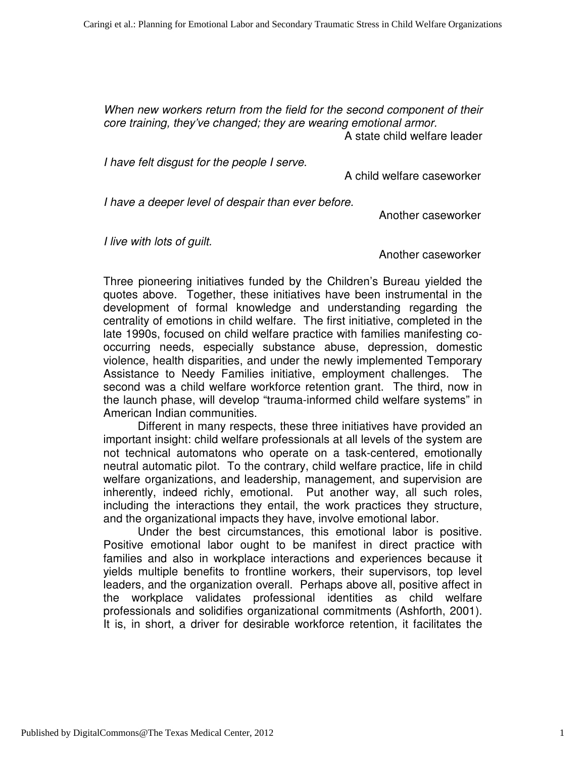*When new workers return from the field for the second component of their core training, they've changed; they are wearing emotional armor.*

A state child welfare leader

*I have felt disgust for the people I serve*.

A child welfare caseworker

*I have a deeper level of despair than ever before.*

Another caseworker

*I live with lots of guilt.*

Another caseworker

Three pioneering initiatives funded by the Children's Bureau yielded the quotes above. Together, these initiatives have been instrumental in the development of formal knowledge and understanding regarding the centrality of emotions in child welfare. The first initiative, completed in the late 1990s, focused on child welfare practice with families manifesting co-occurring needs, especially substance abuse, depression, domestic violence, health disparities, and under the newly implemented Temporary Assistance to Needy Families initiative, employment challenges. The second was a child welfare workforce retention grant. The third, now in the launch phase, will develop "trauma-informed child welfare systems" in American Indian communities.

Different in many respects, these three initiatives have provided an important insight: child welfare professionals at all levels of the system are not technical automatons who operate on a task-centered, emotionally neutral automatic pilot. To the contrary, child welfare practice, life in child welfare organizations, and leadership, management, and supervision are inherently, indeed richly, emotional. Put another way, all such roles, including the interactions they entail, the work practices they structure, and the organizational impacts they have, involve emotional labor.

Under the best circumstances, this emotional labor is positive. Positive emotional labor ought to be manifest in direct practice with families and also in workplace interactions and experiences because it yields multiple benefits to frontline workers, their supervisors, top level leaders, and the organization overall. Perhaps above all, positive affect in the workplace validates professional identities as child welfare professionals and solidifies organizational commitments (Ashforth, 2001). It is, in short, a driver for desirable workforce retention, it facilitates the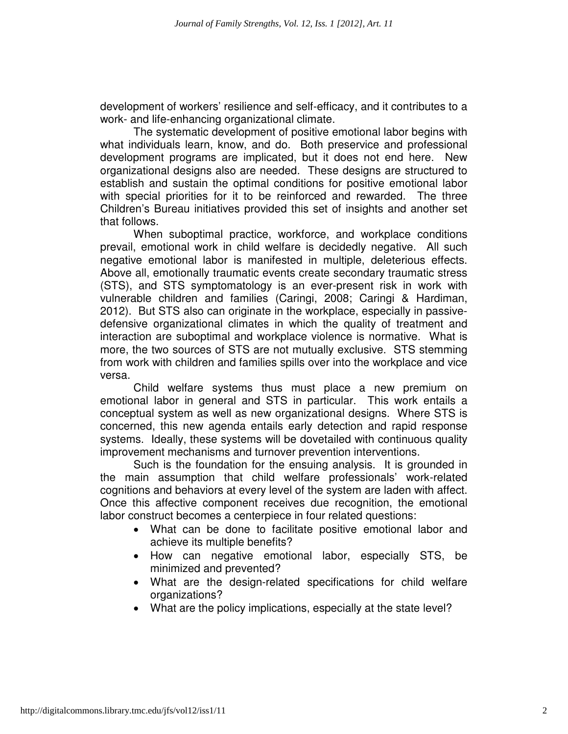development of workers' resilience and self-efficacy, and it contributes to a work- and life-enhancing organizational climate.

The systematic development of positive emotional labor begins with what individuals learn, know, and do. Both preservice and professional development programs are implicated, but it does not end here. New organizational designs also are needed. These designs are structured to establish and sustain the optimal conditions for positive emotional labor with special priorities for it to be reinforced and rewarded. The three Children's Bureau initiatives provided this set of insights and another set that follows.

When suboptimal practice, workforce, and workplace conditions prevail, emotional work in child welfare is decidedly negative. All such negative emotional labor is manifested in multiple, deleterious effects. Above all, emotionally traumatic events create secondary traumatic stress (STS), and STS symptomatology is an ever-present risk in work with vulnerable children and families (Caringi, 2008; Caringi & Hardiman, 2012). But STS also can originate in the workplace, especially in passive-defensive organizational climates in which the quality of treatment and interaction are suboptimal and workplace violence is normative. What is more, the two sources of STS are not mutually exclusive. STS stemming from work with children and families spills over into the workplace and vice versa.

Child welfare systems thus must place a new premium on emotional labor in general and STS in particular. This work entails a conceptual system as well as new organizational designs. Where STS is concerned, this new agenda entails early detection and rapid response systems. Ideally, these systems will be dovetailed with continuous quality improvement mechanisms and turnover prevention interventions.

Such is the foundation for the ensuing analysis. It is grounded in the main assumption that child welfare professionals' work-related cognitions and behaviors at every level of the system are laden with affect. Once this affective component receives due recognition, the emotional labor construct becomes a centerpiece in four related questions:

- What can be done to facilitate positive emotional labor and achieve its multiple benefits?
- How can negative emotional labor, especially STS, be minimized and prevented?
- What are the design-related specifications for child welfare organizations?
- What are the policy implications, especially at the state level?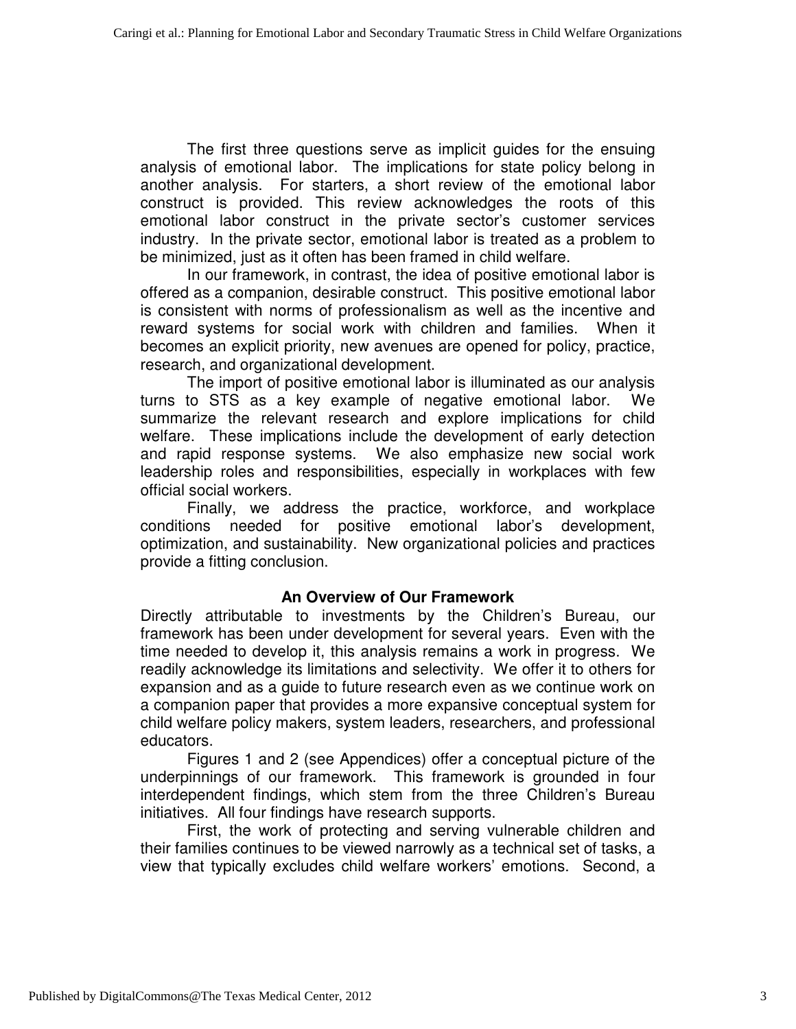The first three questions serve as implicit guides for the ensuing analysis of emotional labor. The implications for state policy belong in another analysis. For starters, a short review of the emotional labor construct is provided. This review acknowledges the roots of this emotional labor construct in the private sector's customer services industry. In the private sector, emotional labor is treated as a problem to be minimized, just as it often has been framed in child welfare.

In our framework, in contrast, the idea of positive emotional labor is offered as a companion, desirable construct. This positive emotional labor is consistent with norms of professionalism as well as the incentive and reward systems for social work with children and families. When it becomes an explicit priority, new avenues are opened for policy, practice, research, and organizational development.

The import of positive emotional labor is illuminated as our analysis turns to STS as a key example of negative emotional labor. We summarize the relevant research and explore implications for child welfare. These implications include the development of early detection and rapid response systems. We also emphasize new social work leadership roles and responsibilities, especially in workplaces with few official social workers.

Finally, we address the practice, workforce, and workplace conditions needed for positive emotional labor's development, optimization, and sustainability. New organizational policies and practices provide a fitting conclusion.

## An Overview of Our Framework

Directly attributable to investments by the Children's Bureau, our framework has been under development for several years. Even with the time needed to develop it, this analysis remains a work in progress. We readily acknowledge its limitations and selectivity. We offer it to others for expansion and as a guide to future research even as we continue work on a companion paper that provides a more expansive conceptual system for child welfare policy makers, system leaders, researchers, and professional educators.

Figures 1 and 2 (see Appendices) offer a conceptual picture of the underpinnings of our framework. This framework is grounded in four interdependent findings, which stem from the three Children's Bureau initiatives. All four findings have research supports.

First, the work of protecting and serving vulnerable children and their families continues to be viewed narrowly as a technical set of tasks, a view that typically excludes child welfare workers' emotions. Second, a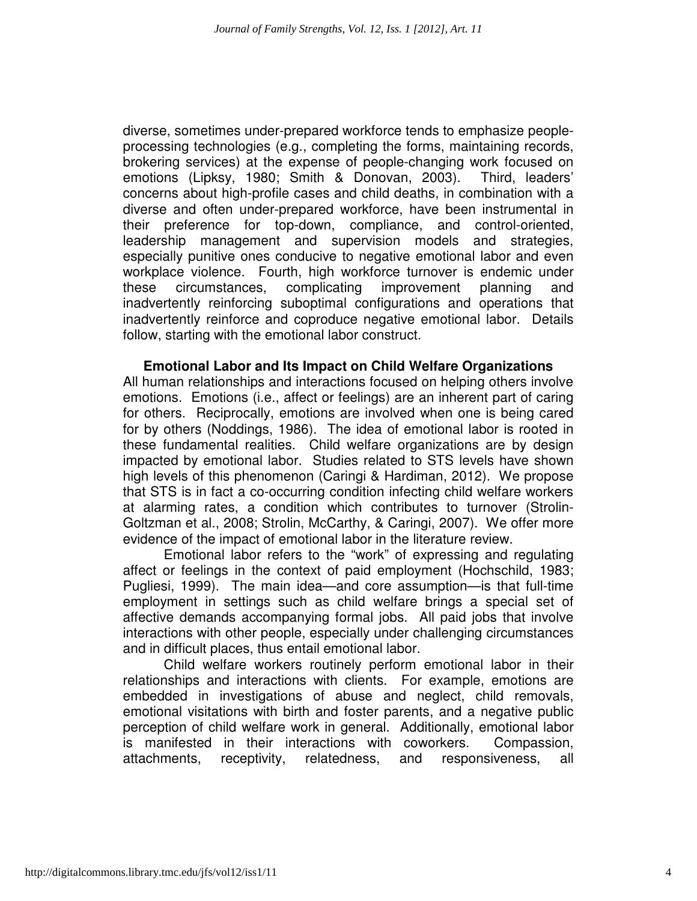diverse, sometimes under-prepared workforce tends to emphasize people-processing technologies (e.g., completing the forms, maintaining records, brokering services) at the expense of people-changing work focused on emotions (Lipksy, 1980; Smith & Donovan, 2003). Third, leaders' concerns about high-profile cases and child deaths, in combination with a diverse and often under-prepared workforce, have been instrumental in their preference for top-down, compliance, and control-oriented, leadership management and supervision models and strategies, especially punitive ones conducive to negative emotional labor and even workplace violence. Fourth, high workforce turnover is endemic under these circumstances, complicating improvement planning and inadvertently reinforcing suboptimal configurations and operations that inadvertently reinforce and coproduce negative emotional labor. Details follow, starting with the emotional labor construct.

## Emotional Labor and Its Impact on Child Welfare Organizations

All human relationships and interactions focused on helping others involve emotions. Emotions (i.e., affect or feelings) are an inherent part of caring for others. Reciprocally, emotions are involved when one is being cared for by others (Noddings, 1986). The idea of emotional labor is rooted in these fundamental realities. Child welfare organizations are by design impacted by emotional labor. Studies related to STS levels have shown high levels of this phenomenon (Caringi & Hardiman, 2012). We propose that STS is in fact a co-occurring condition infecting child welfare workers at alarming rates, a condition which contributes to turnover (Strolin-Goltzman et al., 2008; Strolin, McCarthy, & Caringi, 2007). We offer more evidence of the impact of emotional labor in the literature review.

Emotional labor refers to the "work" of expressing and regulating affect or feelings in the context of paid employment (Hochschild, 1983; Pugliesi, 1999). The main idea—and core assumption—is that full-time employment in settings such as child welfare brings a special set of affective demands accompanying formal jobs. All paid jobs that involve interactions with other people, especially under challenging circumstances and in difficult places, thus entail emotional labor.

Child welfare workers routinely perform emotional labor in their relationships and interactions with clients. For example, emotions are embedded in investigations of abuse and neglect, child removals, emotional visitations with birth and foster parents, and a negative public perception of child welfare work in general. Additionally, emotional labor is manifested in their interactions with coworkers. Compassion, attachments, receptivity, relatedness, and responsiveness, all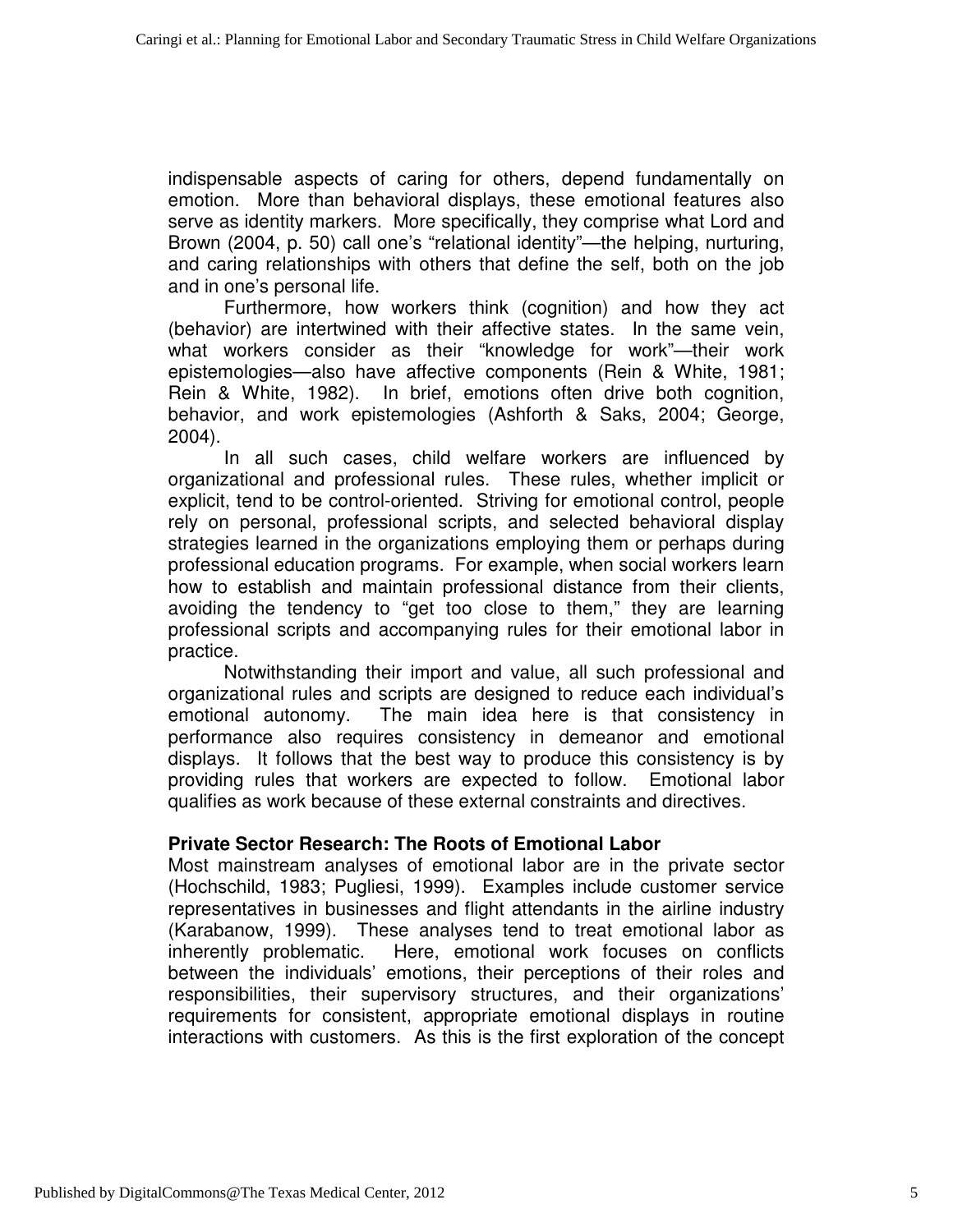indispensable aspects of caring for others, depend fundamentally on emotion. More than behavioral displays, these emotional features also serve as identity markers. More specifically, they comprise what Lord and Brown (2004, p. 50) call one's "relational identity"—the helping, nurturing, and caring relationships with others that define the self, both on the job and in one's personal life.

Furthermore, how workers think (cognition) and how they act (behavior) are intertwined with their affective states. In the same vein, what workers consider as their "knowledge for work"—their work epistemologies—also have affective components (Rein & White, 1981; Rein & White, 1982). In brief, emotions often drive both cognition, behavior, and work epistemologies (Ashforth & Saks, 2004; George, 2004).

In all such cases, child welfare workers are influenced by organizational and professional rules. These rules, whether implicit or explicit, tend to be control-oriented. Striving for emotional control, people rely on personal, professional scripts, and selected behavioral display strategies learned in the organizations employing them or perhaps during professional education programs. For example, when social workers learn how to establish and maintain professional distance from their clients, avoiding the tendency to "get too close to them," they are learning professional scripts and accompanying rules for their emotional labor in practice.

Notwithstanding their import and value, all such professional and organizational rules and scripts are designed to reduce each individual's emotional autonomy. The main idea here is that consistency in performance also requires consistency in demeanor and emotional displays. It follows that the best way to produce this consistency is by providing rules that workers are expected to follow. Emotional labor qualifies as work because of these external constraints and directives.

### Private Sector Research: The Roots of Emotional Labor

Most mainstream analyses of emotional labor are in the private sector (Hochschild, 1983; Pugliesi, 1999). Examples include customer service representatives in businesses and flight attendants in the airline industry (Karabanow, 1999). These analyses tend to treat emotional labor as inherently problematic. Here, emotional work focuses on conflicts between the individuals' emotions, their perceptions of their roles and responsibilities, their supervisory structures, and their organizations' requirements for consistent, appropriate emotional displays in routine interactions with customers. As this is the first exploration of the concept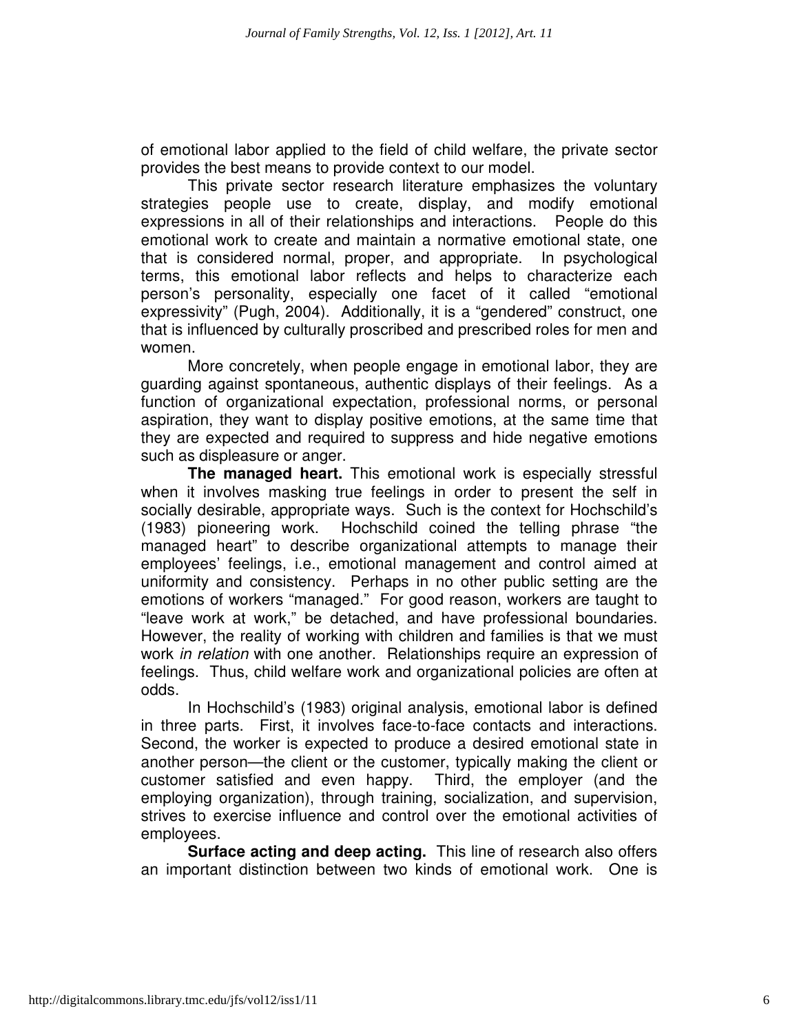of emotional labor applied to the field of child welfare, the private sector provides the best means to provide context to our model.

This private sector research literature emphasizes the voluntary strategies people use to create, display, and modify emotional expressions in all of their relationships and interactions. People do this emotional work to create and maintain a normative emotional state, one that is considered normal, proper, and appropriate. In psychological terms, this emotional labor reflects and helps to characterize each person's personality, especially one facet of it called "emotional expressivity" (Pugh, 2004). Additionally, it is a "gendered" construct, one that is influenced by culturally proscribed and prescribed roles for men and women.

More concretely, when people engage in emotional labor, they are guarding against spontaneous, authentic displays of their feelings. As a function of organizational expectation, professional norms, or personal aspiration, they want to display positive emotions, at the same time that they are expected and required to suppress and hide negative emotions such as displeasure or anger.

**The managed heart.** This emotional work is especially stressful when it involves masking true feelings in order to present the self in socially desirable, appropriate ways. Such is the context for Hochschild's (1983) pioneering work. Hochschild coined the telling phrase "the managed heart" to describe organizational attempts to manage their employees' feelings, i.e., emotional management and control aimed at uniformity and consistency. Perhaps in no other public setting are the emotions of workers "managed." For good reason, workers are taught to "leave work at work," be detached, and have professional boundaries. However, the reality of working with children and families is that we must work *in relation* with one another. Relationships require an expression of feelings. Thus, child welfare work and organizational policies are often at odds.

In Hochschild's (1983) original analysis, emotional labor is defined in three parts. First, it involves face-to-face contacts and interactions. Second, the worker is expected to produce a desired emotional state in another person—the client or the customer, typically making the client or customer satisfied and even happy. Third, the employer (and the employing organization), through training, socialization, and supervision, strives to exercise influence and control over the emotional activities of employees.

**Surface acting and deep acting.** This line of research also offers an important distinction between two kinds of emotional work. One is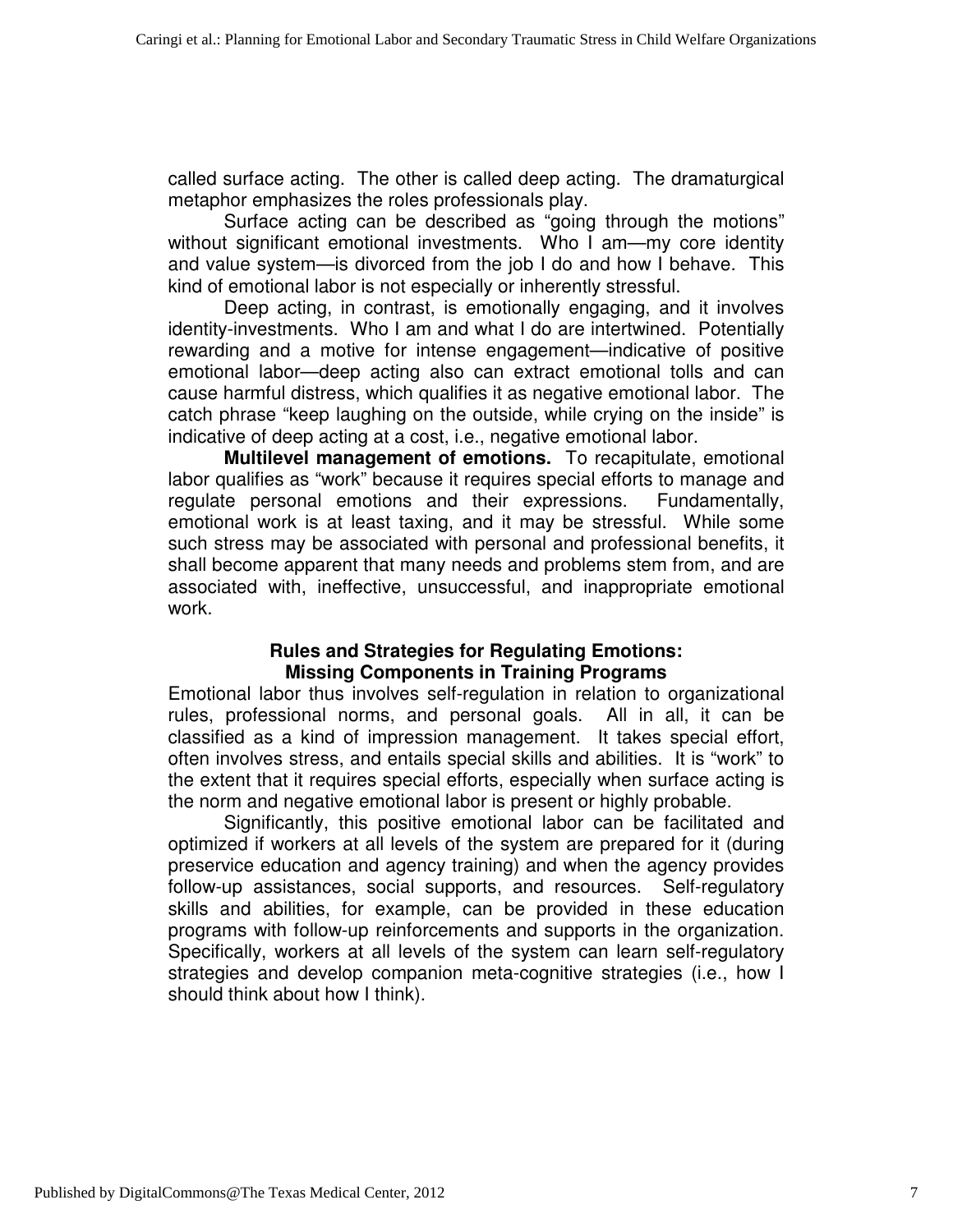called surface acting. The other is called deep acting. The dramaturgical metaphor emphasizes the roles professionals play.

Surface acting can be described as "going through the motions" without significant emotional investments. Who I am—my core identity and value system—is divorced from the job I do and how I behave. This kind of emotional labor is not especially or inherently stressful.

Deep acting, in contrast, is emotionally engaging, and it involves identity-investments. Who I am and what I do are intertwined. Potentially rewarding and a motive for intense engagement—indicative of positive emotional labor—deep acting also can extract emotional tolls and can cause harmful distress, which qualifies it as negative emotional labor. The catch phrase "keep laughing on the outside, while crying on the inside" is indicative of deep acting at a cost, i.e., negative emotional labor.

**Multilevel management of emotions.** To recapitulate, emotional labor qualifies as "work" because it requires special efforts to manage and regulate personal emotions and their expressions. Fundamentally, emotional work is at least taxing, and it may be stressful. While some such stress may be associated with personal and professional benefits, it shall become apparent that many needs and problems stem from, and are associated with, ineffective, unsuccessful, and inappropriate emotional work.

## Rules and Strategies for Regulating Emotions: Missing Components in Training Programs

Emotional labor thus involves self-regulation in relation to organizational rules, professional norms, and personal goals. All in all, it can be classified as a kind of impression management. It takes special effort, often involves stress, and entails special skills and abilities. It is "work" to the extent that it requires special efforts, especially when surface acting is the norm and negative emotional labor is present or highly probable.

Significantly, this positive emotional labor can be facilitated and optimized if workers at all levels of the system are prepared for it (during preservice education and agency training) and when the agency provides follow-up assistances, social supports, and resources. Self-regulatory skills and abilities, for example, can be provided in these education programs with follow-up reinforcements and supports in the organization. Specifically, workers at all levels of the system can learn self-regulatory strategies and develop companion meta-cognitive strategies (i.e., how I should think about how I think).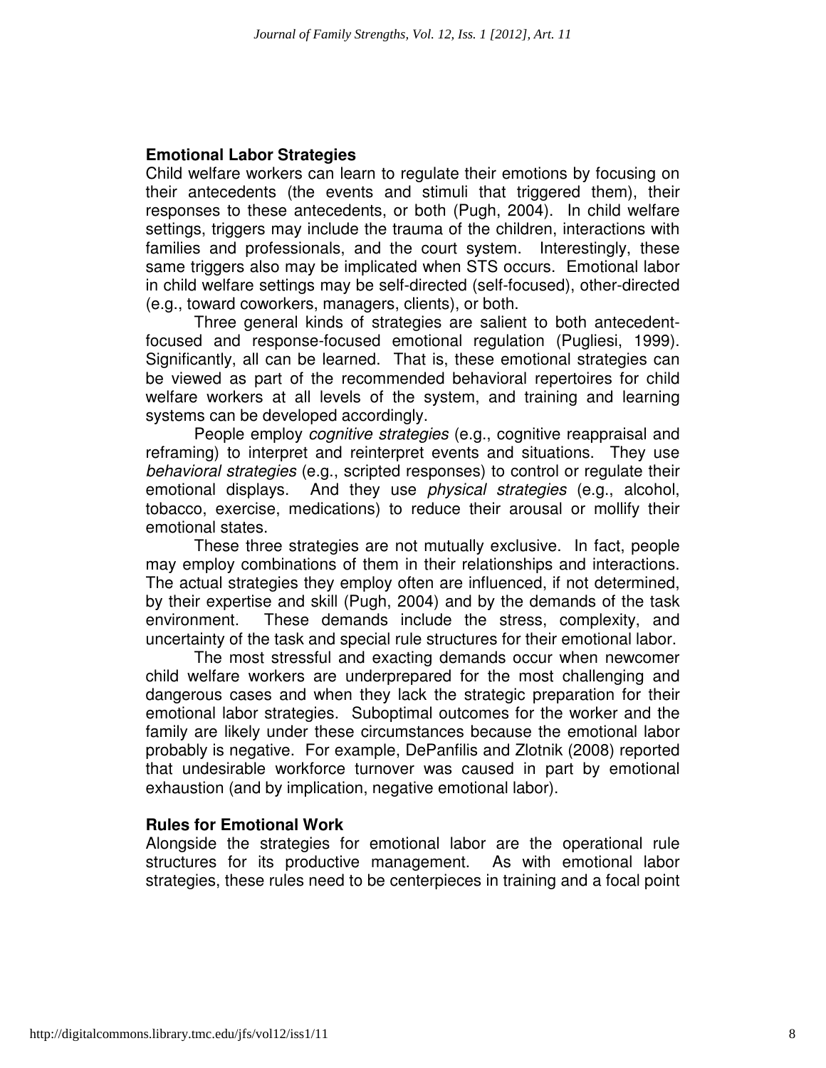### Emotional Labor Strategies

Child welfare workers can learn to regulate their emotions by focusing on their antecedents (the events and stimuli that triggered them), their responses to these antecedents, or both (Pugh, 2004). In child welfare settings, triggers may include the trauma of the children, interactions with families and professionals, and the court system. Interestingly, these same triggers also may be implicated when STS occurs. Emotional labor in child welfare settings may be self-directed (self-focused), other-directed (e.g., toward coworkers, managers, clients), or both.

Three general kinds of strategies are salient to both antecedent-focused and response-focused emotional regulation (Pugliesi, 1999). Significantly, all can be learned. That is, these emotional strategies can be viewed as part of the recommended behavioral repertoires for child welfare workers at all levels of the system, and training and learning systems can be developed accordingly.

People employ *cognitive strategies* (e.g., cognitive reappraisal and reframing) to interpret and reinterpret events and situations. They use *behavioral strategies* (e.g., scripted responses) to control or regulate their emotional displays. And they use *physical strategies* (e.g., alcohol, tobacco, exercise, medications) to reduce their arousal or mollify their emotional states.

These three strategies are not mutually exclusive. In fact, people may employ combinations of them in their relationships and interactions. The actual strategies they employ often are influenced, if not determined, by their expertise and skill (Pugh, 2004) and by the demands of the task environment. These demands include the stress, complexity, and uncertainty of the task and special rule structures for their emotional labor.

The most stressful and exacting demands occur when newcomer child welfare workers are underprepared for the most challenging and dangerous cases and when they lack the strategic preparation for their emotional labor strategies. Suboptimal outcomes for the worker and the family are likely under these circumstances because the emotional labor probably is negative. For example, DePanfilis and Zlotnik (2008) reported that undesirable workforce turnover was caused in part by emotional exhaustion (and by implication, negative emotional labor).

### Rules for Emotional Work

Alongside the strategies for emotional labor are the operational rule structures for its productive management. As with emotional labor strategies, these rules need to be centerpieces in training and a focal point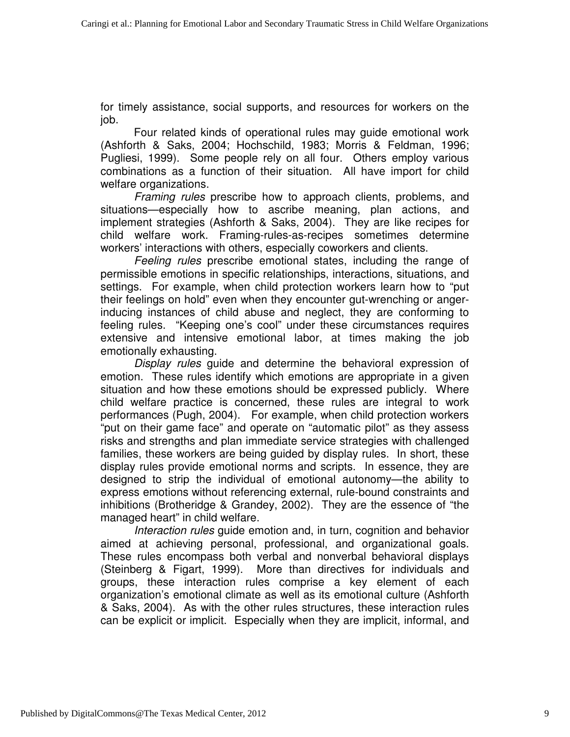for timely assistance, social supports, and resources for workers on the job.

Four related kinds of operational rules may guide emotional work (Ashforth & Saks, 2004; Hochschild, 1983; Morris & Feldman, 1996; Pugliesi, 1999). Some people rely on all four. Others employ various combinations as a function of their situation. All have import for child welfare organizations.

*Framing rules* prescribe how to approach clients, problems, and situations—especially how to ascribe meaning, plan actions, and implement strategies (Ashforth & Saks, 2004). They are like recipes for child welfare work. Framing-rules-as-recipes sometimes determine workers' interactions with others, especially coworkers and clients.

*Feeling rules* prescribe emotional states, including the range of permissible emotions in specific relationships, interactions, situations, and settings. For example, when child protection workers learn how to "put their feelings on hold" even when they encounter gut-wrenching or anger-inducing instances of child abuse and neglect, they are conforming to feeling rules. "Keeping one's cool" under these circumstances requires extensive and intensive emotional labor, at times making the job emotionally exhausting.

*Display rules* guide and determine the behavioral expression of emotion. These rules identify which emotions are appropriate in a given situation and how these emotions should be expressed publicly. Where child welfare practice is concerned, these rules are integral to work performances (Pugh, 2004). For example, when child protection workers "put on their game face" and operate on "automatic pilot" as they assess risks and strengths and plan immediate service strategies with challenged families, these workers are being guided by display rules. In short, these display rules provide emotional norms and scripts. In essence, they are designed to strip the individual of emotional autonomy—the ability to express emotions without referencing external, rule-bound constraints and inhibitions (Brotheridge & Grandey, 2002). They are the essence of "the managed heart" in child welfare.

*Interaction rules* guide emotion and, in turn, cognition and behavior aimed at achieving personal, professional, and organizational goals. These rules encompass both verbal and nonverbal behavioral displays (Steinberg & Figart, 1999). More than directives for individuals and groups, these interaction rules comprise a key element of each organization's emotional climate as well as its emotional culture (Ashforth & Saks, 2004). As with the other rules structures, these interaction rules can be explicit or implicit. Especially when they are implicit, informal, and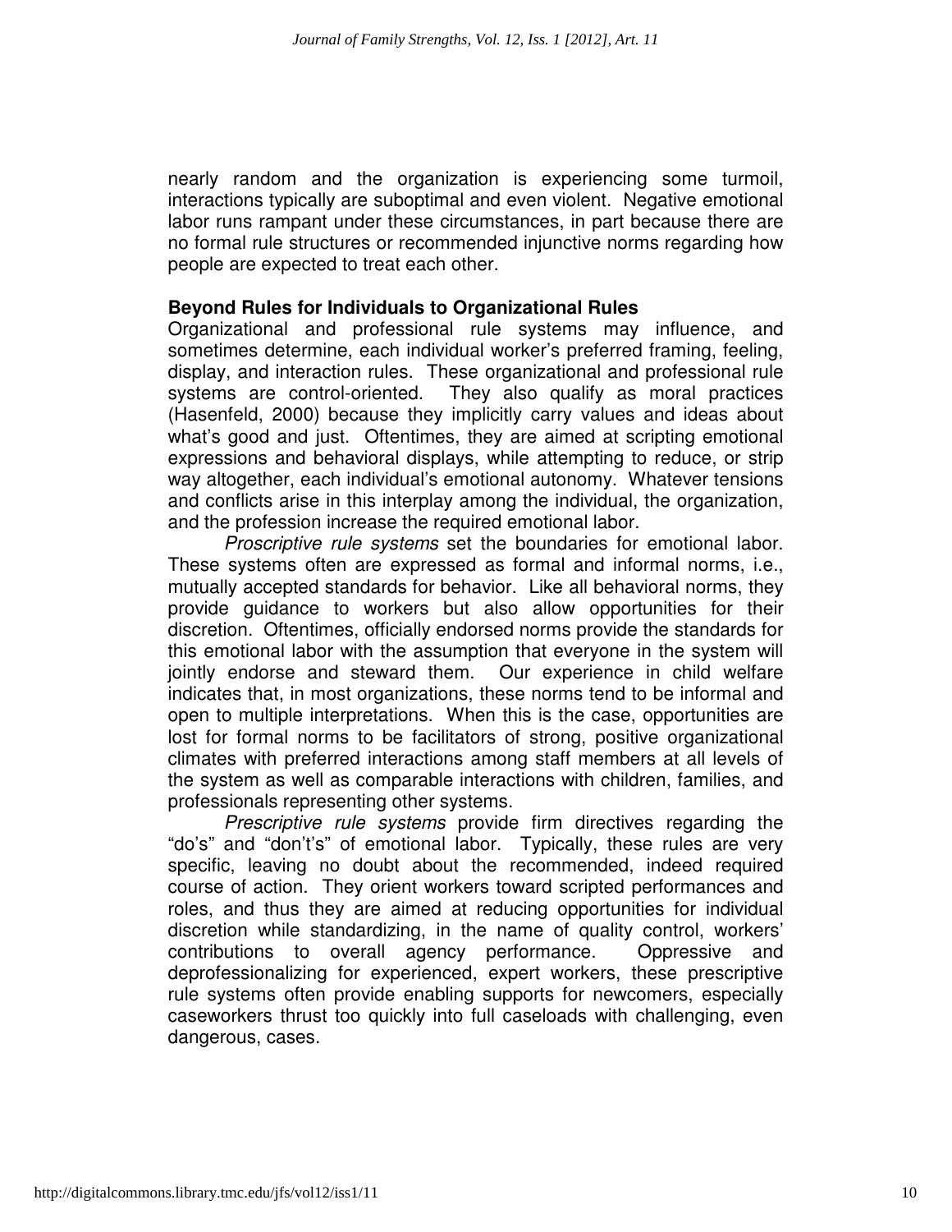nearly random and the organization is experiencing some turmoil, interactions typically are suboptimal and even violent. Negative emotional labor runs rampant under these circumstances, in part because there are no formal rule structures or recommended injunctive norms regarding how people are expected to treat each other.

### Beyond Rules for Individuals to Organizational Rules

Organizational and professional rule systems may influence, and sometimes determine, each individual worker's preferred framing, feeling, display, and interaction rules. These organizational and professional rule systems are control-oriented. They also qualify as moral practices (Hasenfeld, 2000) because they implicitly carry values and ideas about what's good and just. Oftentimes, they are aimed at scripting emotional expressions and behavioral displays, while attempting to reduce, or strip way altogether, each individual's emotional autonomy. Whatever tensions and conflicts arise in this interplay among the individual, the organization, and the profession increase the required emotional labor.

*Proscriptive rule systems* set the boundaries for emotional labor. These systems often are expressed as formal and informal norms, i.e., mutually accepted standards for behavior. Like all behavioral norms, they provide guidance to workers but also allow opportunities for their discretion. Oftentimes, officially endorsed norms provide the standards for this emotional labor with the assumption that everyone in the system will jointly endorse and steward them. Our experience in child welfare indicates that, in most organizations, these norms tend to be informal and open to multiple interpretations. When this is the case, opportunities are lost for formal norms to be facilitators of strong, positive organizational climates with preferred interactions among staff members at all levels of the system as well as comparable interactions with children, families, and professionals representing other systems.

*Prescriptive rule systems* provide firm directives regarding the "do's" and "don't's" of emotional labor. Typically, these rules are very specific, leaving no doubt about the recommended, indeed required course of action. They orient workers toward scripted performances and roles, and thus they are aimed at reducing opportunities for individual discretion while standardizing, in the name of quality control, workers' contributions to overall agency performance. Oppressive and deprofessionalizing for experienced, expert workers, these prescriptive rule systems often provide enabling supports for newcomers, especially caseworkers thrust too quickly into full caseloads with challenging, even dangerous, cases.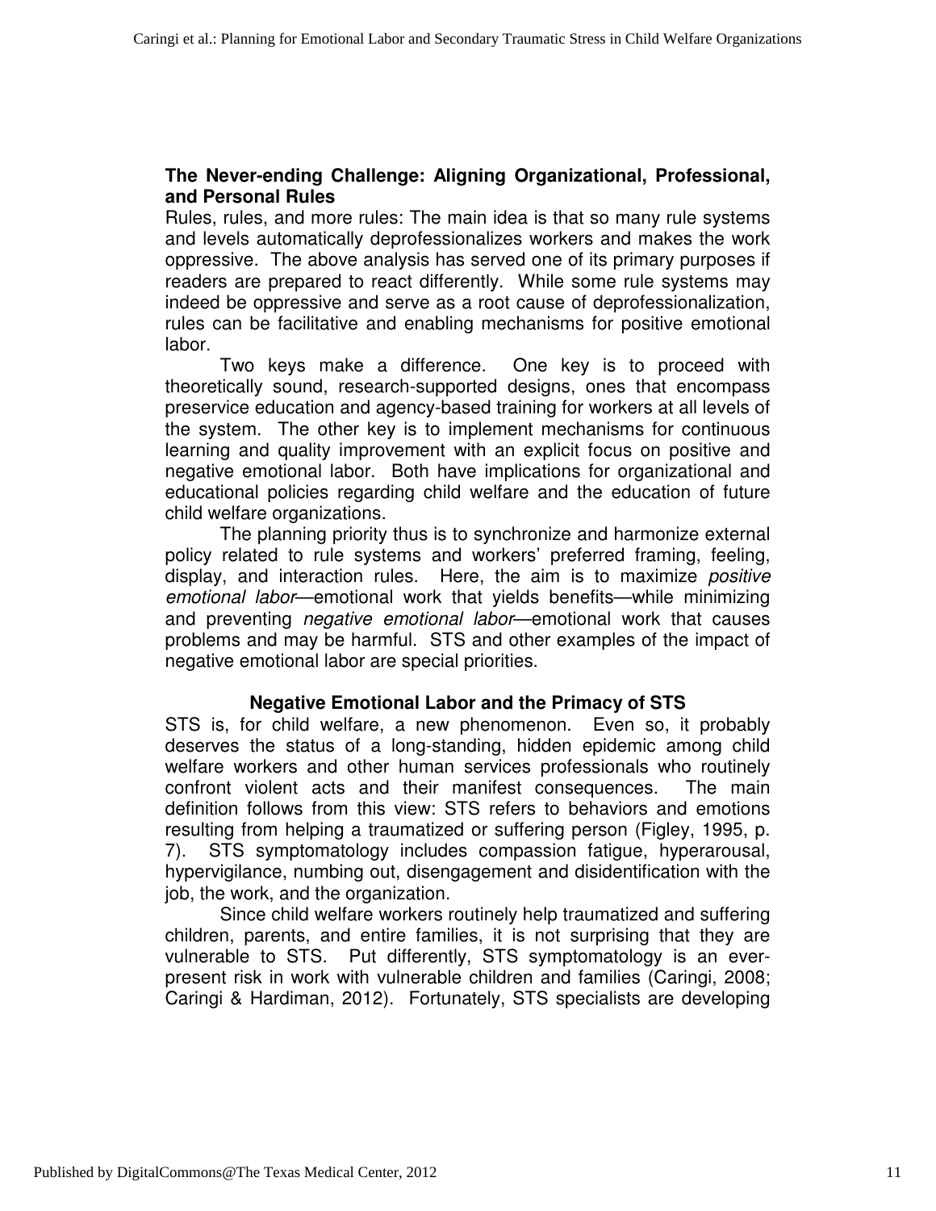### The Never-ending Challenge: Aligning Organizational, Professional, and Personal Rules

Rules, rules, and more rules: The main idea is that so many rule systems and levels automatically deprofessionalizes workers and makes the work oppressive. The above analysis has served one of its primary purposes if readers are prepared to react differently. While some rule systems may indeed be oppressive and serve as a root cause of deprofessionalization, rules can be facilitative and enabling mechanisms for positive emotional labor.

Two keys make a difference. One key is to proceed with theoretically sound, research-supported designs, ones that encompass preservice education and agency-based training for workers at all levels of the system. The other key is to implement mechanisms for continuous learning and quality improvement with an explicit focus on positive and negative emotional labor. Both have implications for organizational and educational policies regarding child welfare and the education of future child welfare organizations.

The planning priority thus is to synchronize and harmonize external policy related to rule systems and workers' preferred framing, feeling, display, and interaction rules. Here, the aim is to maximize *positive emotional labor*—emotional work that yields benefits—while minimizing and preventing *negative emotional labor*—emotional work that causes problems and may be harmful. STS and other examples of the impact of negative emotional labor are special priorities.

### Negative Emotional Labor and the Primacy of STS

STS is, for child welfare, a new phenomenon. Even so, it probably deserves the status of a long-standing, hidden epidemic among child welfare workers and other human services professionals who routinely confront violent acts and their manifest consequences. The main definition follows from this view: STS refers to behaviors and emotions resulting from helping a traumatized or suffering person (Figley, 1995, p. 7). STS symptomatology includes compassion fatigue, hyperarousal, hypervigilance, numbing out, disengagement and disidentification with the job, the work, and the organization.

Since child welfare workers routinely help traumatized and suffering children, parents, and entire families, it is not surprising that they are vulnerable to STS. Put differently, STS symptomatology is an ever-present risk in work with vulnerable children and families (Caringi, 2008; Caringi & Hardiman, 2012). Fortunately, STS specialists are developing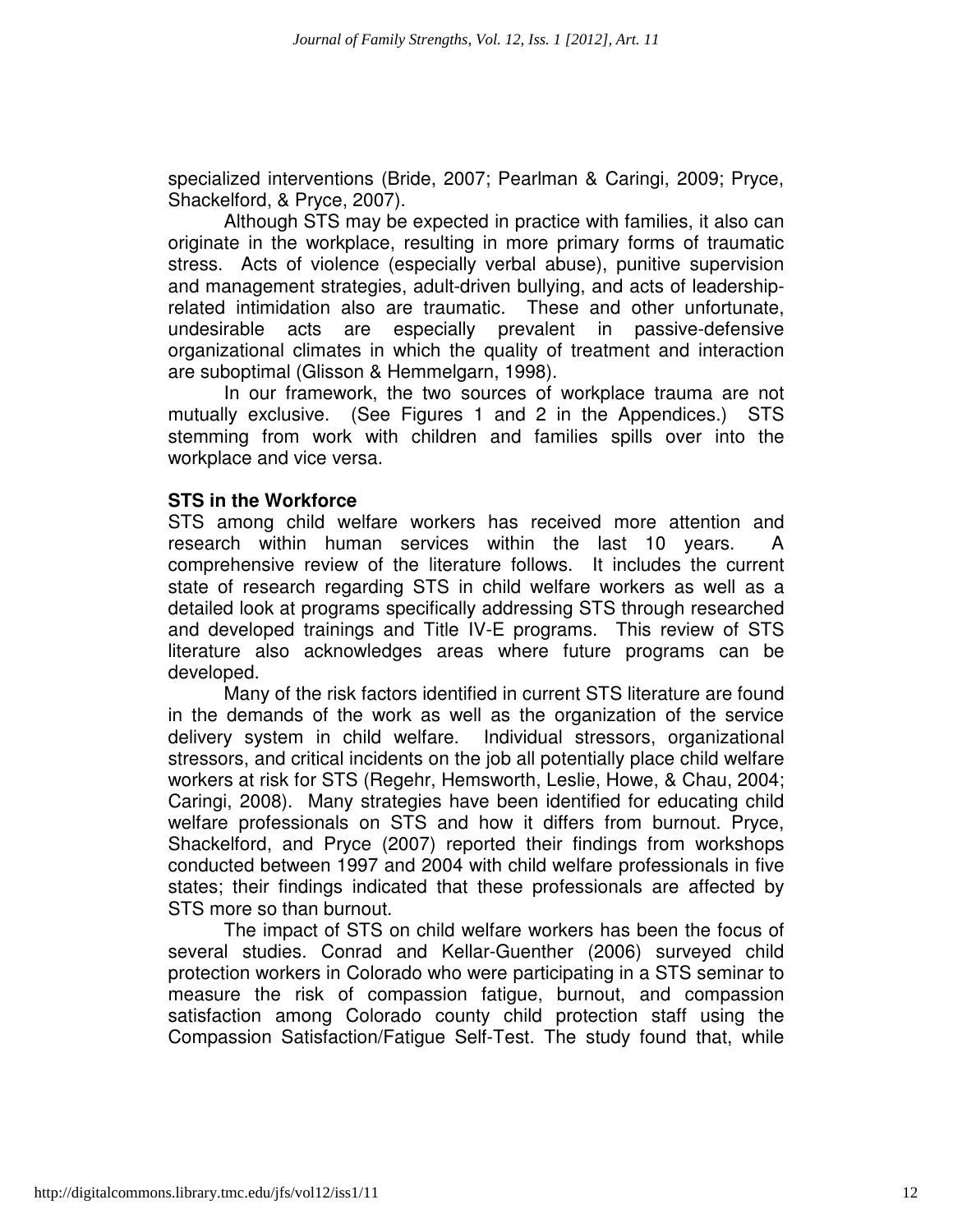specialized interventions (Bride, 2007; Pearlman & Caringi, 2009; Pryce, Shackelford, & Pryce, 2007).

Although STS may be expected in practice with families, it also can originate in the workplace, resulting in more primary forms of traumatic stress. Acts of violence (especially verbal abuse), punitive supervision and management strategies, adult-driven bullying, and acts of leadership-related intimidation also are traumatic. These and other unfortunate, undesirable acts are especially prevalent in passive-defensive organizational climates in which the quality of treatment and interaction are suboptimal (Glisson & Hemmelgarn, 1998).

In our framework, the two sources of workplace trauma are not mutually exclusive. (See Figures 1 and 2 in the Appendices.) STS stemming from work with children and families spills over into the workplace and vice versa.

**STS in the Workforce**

STS among child welfare workers has received more attention and research within human services within the last 10 years. A comprehensive review of the literature follows. It includes the current state of research regarding STS in child welfare workers as well as a detailed look at programs specifically addressing STS through researched and developed trainings and Title IV-E programs. This review of STS literature also acknowledges areas where future programs can be developed.

Many of the risk factors identified in current STS literature are found in the demands of the work as well as the organization of the service delivery system in child welfare. Individual stressors, organizational stressors, and critical incidents on the job all potentially place child welfare workers at risk for STS (Regehr, Hemsworth, Leslie, Howe, & Chau, 2004; Caringi, 2008). Many strategies have been identified for educating child welfare professionals on STS and how it differs from burnout. Pryce, Shackelford, and Pryce (2007) reported their findings from workshops conducted between 1997 and 2004 with child welfare professionals in five states; their findings indicated that these professionals are affected by STS more so than burnout.

The impact of STS on child welfare workers has been the focus of several studies. Conrad and Kellar-Guenther (2006) surveyed child protection workers in Colorado who were participating in a STS seminar to measure the risk of compassion fatigue, burnout, and compassion satisfaction among Colorado county child protection staff using the Compassion Satisfaction/Fatigue Self-Test. The study found that, while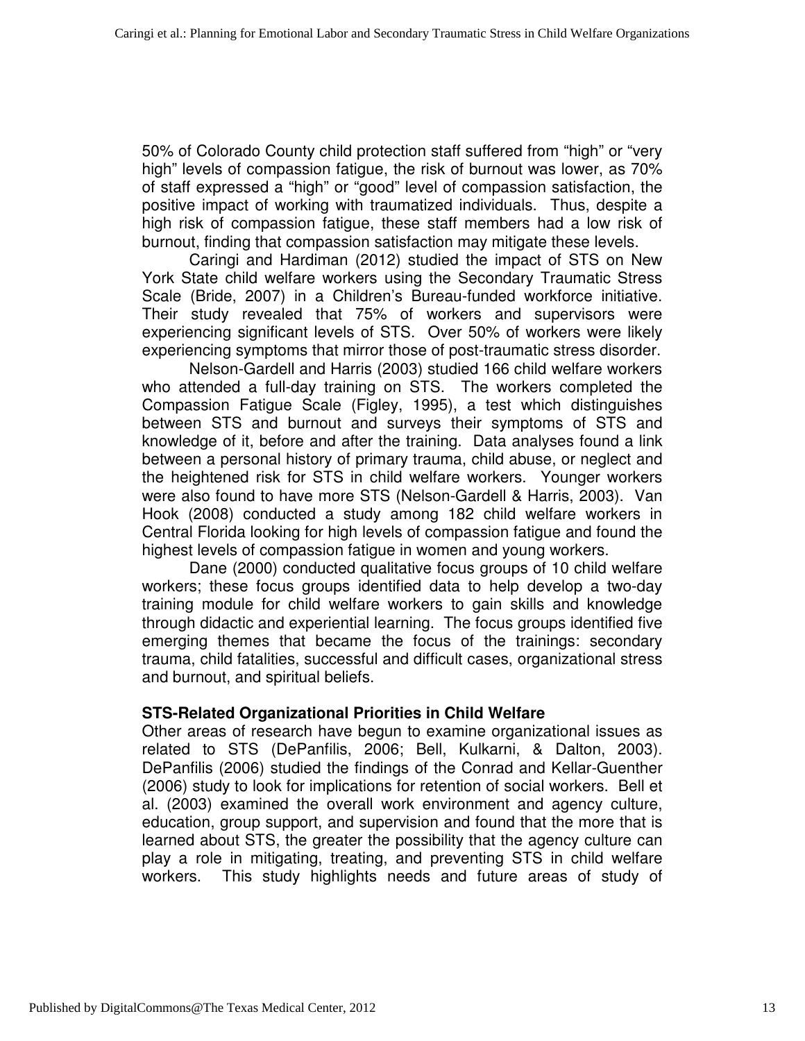50% of Colorado County child protection staff suffered from “high” or “very high” levels of compassion fatigue, the risk of burnout was lower, as 70% of staff expressed a “high” or “good” level of compassion satisfaction, the positive impact of working with traumatized individuals. Thus, despite a high risk of compassion fatigue, these staff members had a low risk of burnout, finding that compassion satisfaction may mitigate these levels.

Caringi and Hardiman (2012) studied the impact of STS on New York State child welfare workers using the Secondary Traumatic Stress Scale (Bride, 2007) in a Children’s Bureau-funded workforce initiative. Their study revealed that 75% of workers and supervisors were experiencing significant levels of STS. Over 50% of workers were likely experiencing symptoms that mirror those of post-traumatic stress disorder.

Nelson-Gardell and Harris (2003) studied 166 child welfare workers who attended a full-day training on STS. The workers completed the Compassion Fatigue Scale (Figley, 1995), a test which distinguishes between STS and burnout and surveys their symptoms of STS and knowledge of it, before and after the training. Data analyses found a link between a personal history of primary trauma, child abuse, or neglect and the heightened risk for STS in child welfare workers. Younger workers were also found to have more STS (Nelson-Gardell & Harris, 2003). Van Hook (2008) conducted a study among 182 child welfare workers in Central Florida looking for high levels of compassion fatigue and found the highest levels of compassion fatigue in women and young workers.

Dane (2000) conducted qualitative focus groups of 10 child welfare workers; these focus groups identified data to help develop a two-day training module for child welfare workers to gain skills and knowledge through didactic and experiential learning. The focus groups identified five emerging themes that became the focus of the trainings: secondary trauma, child fatalities, successful and difficult cases, organizational stress and burnout, and spiritual beliefs.

**STS-Related Organizational Priorities in Child Welfare**

Other areas of research have begun to examine organizational issues as related to STS (DePanfilis, 2006; Bell, Kulkarni, & Dalton, 2003). DePanfilis (2006) studied the findings of the Conrad and Kellar-Guenther (2006) study to look for implications for retention of social workers. Bell et al. (2003) examined the overall work environment and agency culture, education, group support, and supervision and found that the more that is learned about STS, the greater the possibility that the agency culture can play a role in mitigating, treating, and preventing STS in child welfare workers. This study highlights needs and future areas of study of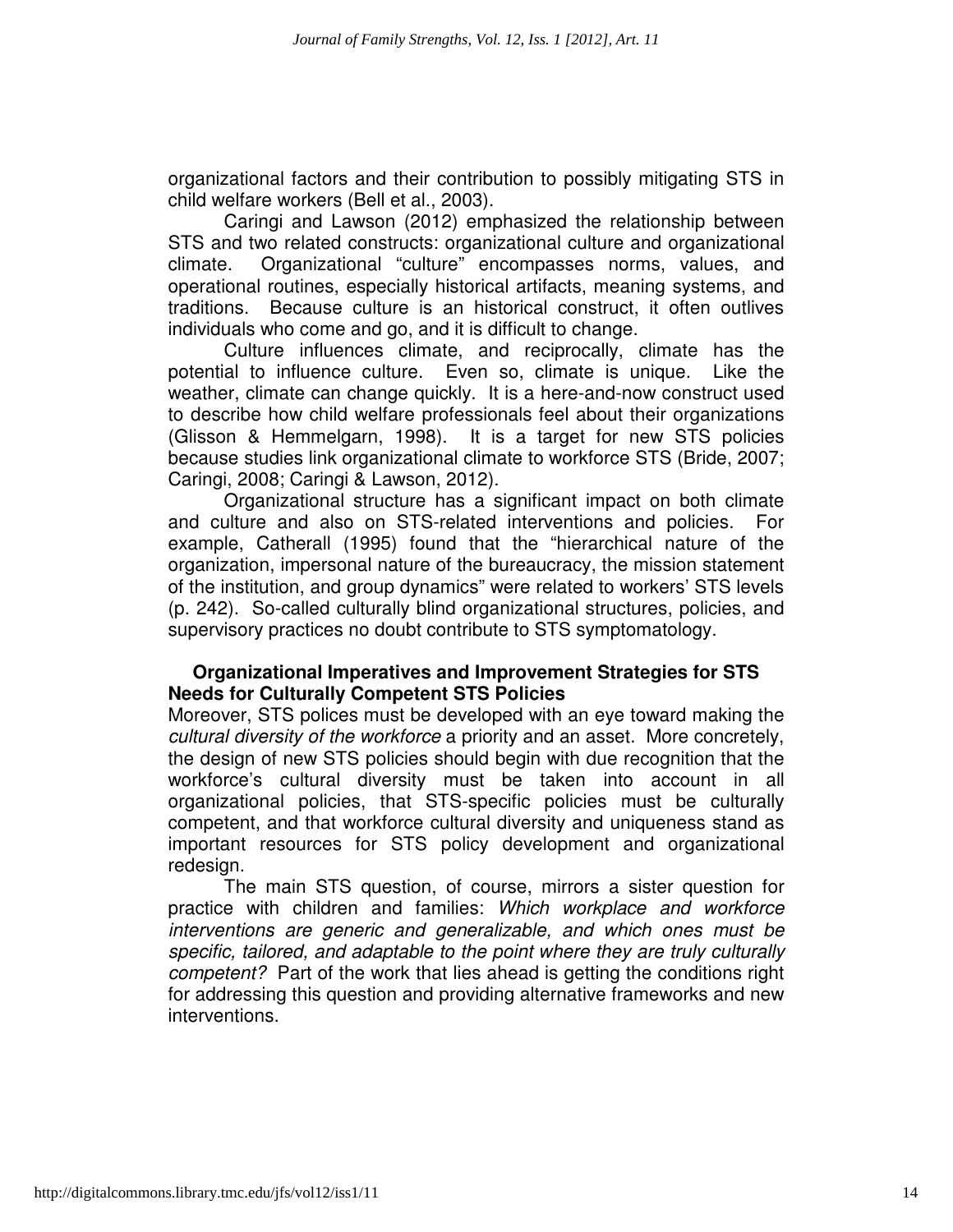organizational factors and their contribution to possibly mitigating STS in child welfare workers (Bell et al., 2003).

Caringi and Lawson (2012) emphasized the relationship between STS and two related constructs: organizational culture and organizational climate. Organizational "culture" encompasses norms, values, and operational routines, especially historical artifacts, meaning systems, and traditions. Because culture is an historical construct, it often outlives individuals who come and go, and it is difficult to change.

Culture influences climate, and reciprocally, climate has the potential to influence culture. Even so, climate is unique. Like the weather, climate can change quickly. It is a here-and-now construct used to describe how child welfare professionals feel about their organizations (Glisson & Hemmelgarn, 1998). It is a target for new STS policies because studies link organizational climate to workforce STS (Bride, 2007; Caringi, 2008; Caringi & Lawson, 2012).

Organizational structure has a significant impact on both climate and culture and also on STS-related interventions and policies. For example, Catherall (1995) found that the "hierarchical nature of the organization, impersonal nature of the bureaucracy, the mission statement of the institution, and group dynamics" were related to workers' STS levels (p. 242). So-called culturally blind organizational structures, policies, and supervisory practices no doubt contribute to STS symptomatology.

## Organizational Imperatives and Improvement Strategies for STS

### Needs for Culturally Competent STS Policies

Moreover, STS polices must be developed with an eye toward making the *cultural diversity of the workforce* a priority and an asset. More concretely, the design of new STS policies should begin with due recognition that the workforce's cultural diversity must be taken into account in all organizational policies, that STS-specific policies must be culturally competent, and that workforce cultural diversity and uniqueness stand as important resources for STS policy development and organizational redesign.

The main STS question, of course, mirrors a sister question for practice with children and families: *Which workplace and workforce interventions are generic and generalizable, and which ones must be specific, tailored, and adaptable to the point where they are truly culturally competent?* Part of the work that lies ahead is getting the conditions right for addressing this question and providing alternative frameworks and new interventions.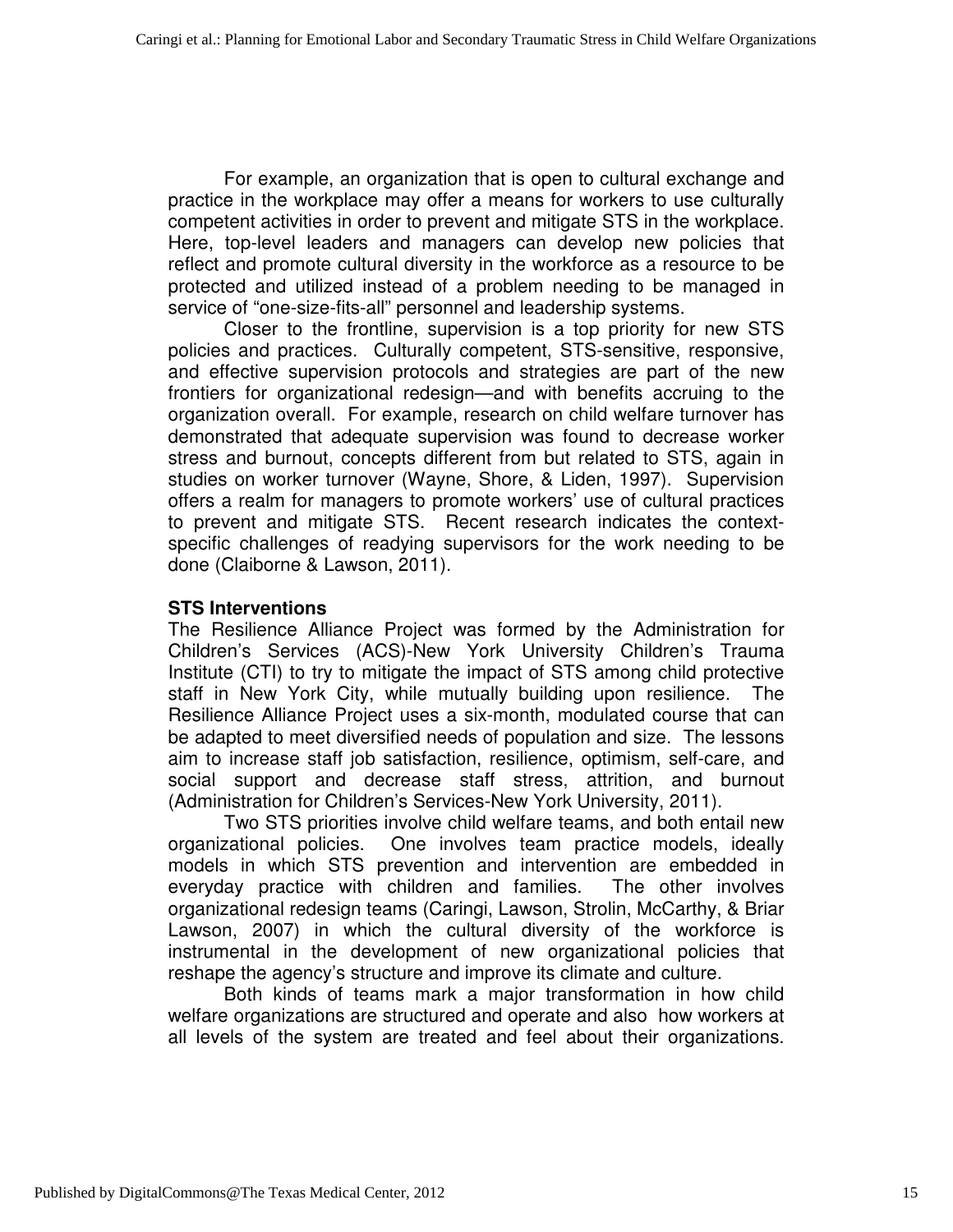For example, an organization that is open to cultural exchange and practice in the workplace may offer a means for workers to use culturally competent activities in order to prevent and mitigate STS in the workplace. Here, top-level leaders and managers can develop new policies that reflect and promote cultural diversity in the workforce as a resource to be protected and utilized instead of a problem needing to be managed in service of "one-size-fits-all" personnel and leadership systems.

Closer to the frontline, supervision is a top priority for new STS policies and practices. Culturally competent, STS-sensitive, responsive, and effective supervision protocols and strategies are part of the new frontiers for organizational redesign—and with benefits accruing to the organization overall. For example, research on child welfare turnover has demonstrated that adequate supervision was found to decrease worker stress and burnout, concepts different from but related to STS, again in studies on worker turnover (Wayne, Shore, & Liden, 1997). Supervision offers a realm for managers to promote workers' use of cultural practices to prevent and mitigate STS. Recent research indicates the context-specific challenges of readying supervisors for the work needing to be done (Claiborne & Lawson, 2011).

**STS Interventions**

The Resilience Alliance Project was formed by the Administration for Children's Services (ACS)-New York University Children's Trauma Institute (CTI) to try to mitigate the impact of STS among child protective staff in New York City, while mutually building upon resilience. The Resilience Alliance Project uses a six-month, modulated course that can be adapted to meet diversified needs of population and size. The lessons aim to increase staff job satisfaction, resilience, optimism, self-care, and social support and decrease staff stress, attrition, and burnout (Administration for Children's Services-New York University, 2011).

Two STS priorities involve child welfare teams, and both entail new organizational policies. One involves team practice models, ideally models in which STS prevention and intervention are embedded in everyday practice with children and families. The other involves organizational redesign teams (Caringi, Lawson, Strolin, McCarthy, & Briar Lawson, 2007) in which the cultural diversity of the workforce is instrumental in the development of new organizational policies that reshape the agency's structure and improve its climate and culture.

Both kinds of teams mark a major transformation in how child welfare organizations are structured and operate and also how workers at all levels of the system are treated and feel about their organizations.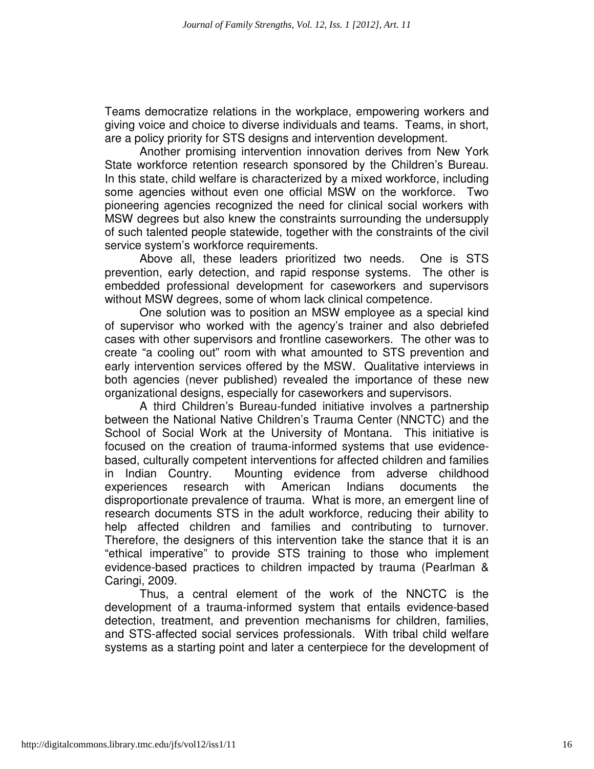Teams democratize relations in the workplace, empowering workers and giving voice and choice to diverse individuals and teams. Teams, in short, are a policy priority for STS designs and intervention development.

Another promising intervention innovation derives from New York State workforce retention research sponsored by the Children's Bureau. In this state, child welfare is characterized by a mixed workforce, including some agencies without even one official MSW on the workforce. Two pioneering agencies recognized the need for clinical social workers with MSW degrees but also knew the constraints surrounding the undersupply of such talented people statewide, together with the constraints of the civil service system's workforce requirements.

Above all, these leaders prioritized two needs. One is STS prevention, early detection, and rapid response systems. The other is embedded professional development for caseworkers and supervisors without MSW degrees, some of whom lack clinical competence.

One solution was to position an MSW employee as a special kind of supervisor who worked with the agency's trainer and also debriefed cases with other supervisors and frontline caseworkers. The other was to create "a cooling out" room with what amounted to STS prevention and early intervention services offered by the MSW. Qualitative interviews in both agencies (never published) revealed the importance of these new organizational designs, especially for caseworkers and supervisors.

A third Children's Bureau-funded initiative involves a partnership between the National Native Children's Trauma Center (NNCTC) and the School of Social Work at the University of Montana. This initiative is focused on the creation of trauma-informed systems that use evidence-based, culturally competent interventions for affected children and families in Indian Country. Mounting evidence from adverse childhood experiences research with American Indians documents the disproportionate prevalence of trauma. What is more, an emergent line of research documents STS in the adult workforce, reducing their ability to help affected children and families and contributing to turnover. Therefore, the designers of this intervention take the stance that it is an "ethical imperative" to provide STS training to those who implement evidence-based practices to children impacted by trauma (Pearlman & Caringi, 2009.

Thus, a central element of the work of the NNCTC is the development of a trauma-informed system that entails evidence-based detection, treatment, and prevention mechanisms for children, families, and STS-affected social services professionals. With tribal child welfare systems as a starting point and later a centerpiece for the development of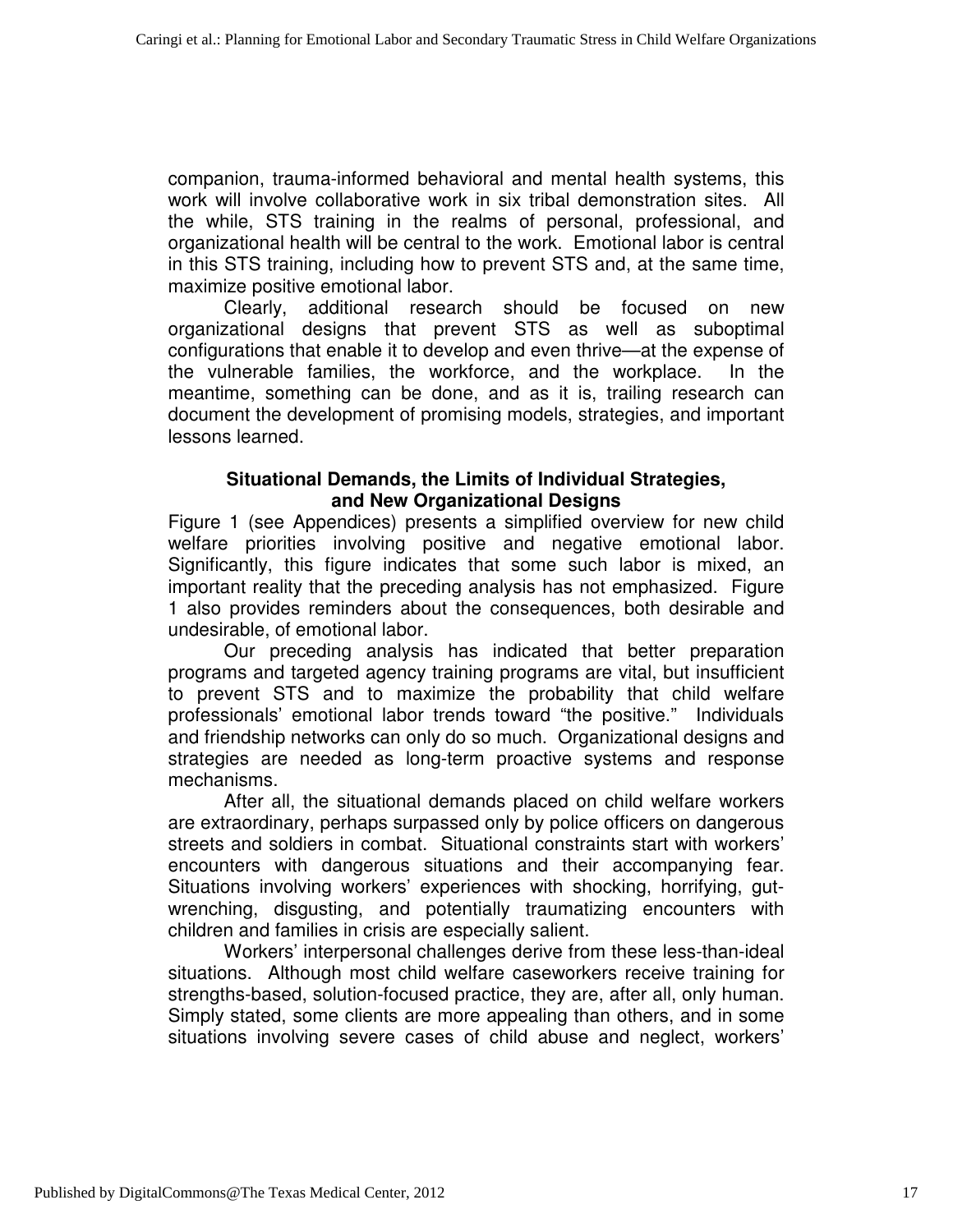companion, trauma-informed behavioral and mental health systems, this work will involve collaborative work in six tribal demonstration sites. All the while, STS training in the realms of personal, professional, and organizational health will be central to the work. Emotional labor is central in this STS training, including how to prevent STS and, at the same time, maximize positive emotional labor.

Clearly, additional research should be focused on new organizational designs that prevent STS as well as suboptimal configurations that enable it to develop and even thrive—at the expense of the vulnerable families, the workforce, and the workplace. In the meantime, something can be done, and as it is, trailing research can document the development of promising models, strategies, and important lessons learned.

## Situational Demands, the Limits of Individual Strategies, and New Organizational Designs

Figure 1 (see Appendices) presents a simplified overview for new child welfare priorities involving positive and negative emotional labor. Significantly, this figure indicates that some such labor is mixed, an important reality that the preceding analysis has not emphasized. Figure 1 also provides reminders about the consequences, both desirable and undesirable, of emotional labor.

Our preceding analysis has indicated that better preparation programs and targeted agency training programs are vital, but insufficient to prevent STS and to maximize the probability that child welfare professionals' emotional labor trends toward "the positive." Individuals and friendship networks can only do so much. Organizational designs and strategies are needed as long-term proactive systems and response mechanisms.

After all, the situational demands placed on child welfare workers are extraordinary, perhaps surpassed only by police officers on dangerous streets and soldiers in combat. Situational constraints start with workers' encounters with dangerous situations and their accompanying fear. Situations involving workers' experiences with shocking, horrifying, gut-wrenching, disgusting, and potentially traumatizing encounters with children and families in crisis are especially salient.

Workers' interpersonal challenges derive from these less-than-ideal situations. Although most child welfare caseworkers receive training for strengths-based, solution-focused practice, they are, after all, only human. Simply stated, some clients are more appealing than others, and in some situations involving severe cases of child abuse and neglect, workers'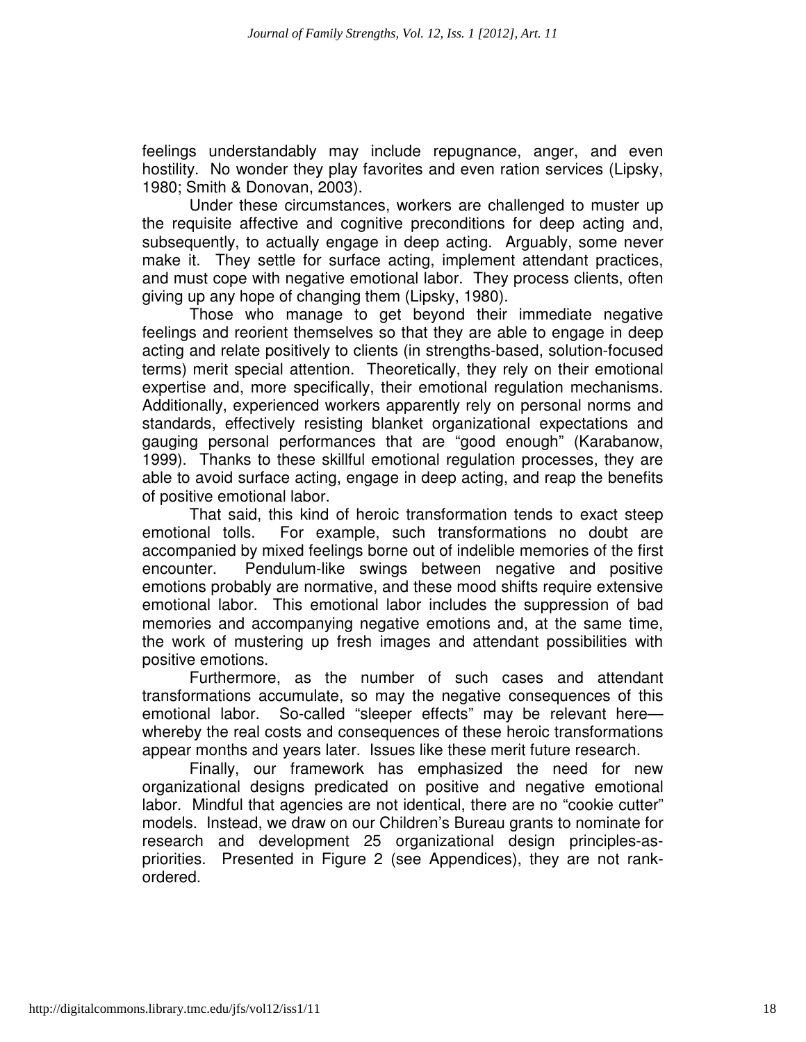feelings understandably may include repugnance, anger, and even hostility. No wonder they play favorites and even ration services (Lipsky, 1980; Smith & Donovan, 2003).

Under these circumstances, workers are challenged to muster up the requisite affective and cognitive preconditions for deep acting and, subsequently, to actually engage in deep acting. Arguably, some never make it. They settle for surface acting, implement attendant practices, and must cope with negative emotional labor. They process clients, often giving up any hope of changing them (Lipsky, 1980).

Those who manage to get beyond their immediate negative feelings and reorient themselves so that they are able to engage in deep acting and relate positively to clients (in strengths-based, solution-focused terms) merit special attention. Theoretically, they rely on their emotional expertise and, more specifically, their emotional regulation mechanisms. Additionally, experienced workers apparently rely on personal norms and standards, effectively resisting blanket organizational expectations and gauging personal performances that are "good enough" (Karabanow, 1999). Thanks to these skillful emotional regulation processes, they are able to avoid surface acting, engage in deep acting, and reap the benefits of positive emotional labor.

That said, this kind of heroic transformation tends to exact steep emotional tolls. For example, such transformations no doubt are accompanied by mixed feelings borne out of indelible memories of the first encounter. Pendulum-like swings between negative and positive emotions probably are normative, and these mood shifts require extensive emotional labor. This emotional labor includes the suppression of bad memories and accompanying negative emotions and, at the same time, the work of mustering up fresh images and attendant possibilities with positive emotions.

Furthermore, as the number of such cases and attendant transformations accumulate, so may the negative consequences of this emotional labor. So-called "sleeper effects" may be relevant here—whereby the real costs and consequences of these heroic transformations appear months and years later. Issues like these merit future research.

Finally, our framework has emphasized the need for new organizational designs predicated on positive and negative emotional labor. Mindful that agencies are not identical, there are no "cookie cutter" models. Instead, we draw on our Children's Bureau grants to nominate for research and development 25 organizational design principles-as-priorities. Presented in Figure 2 (see Appendices), they are not rank-ordered.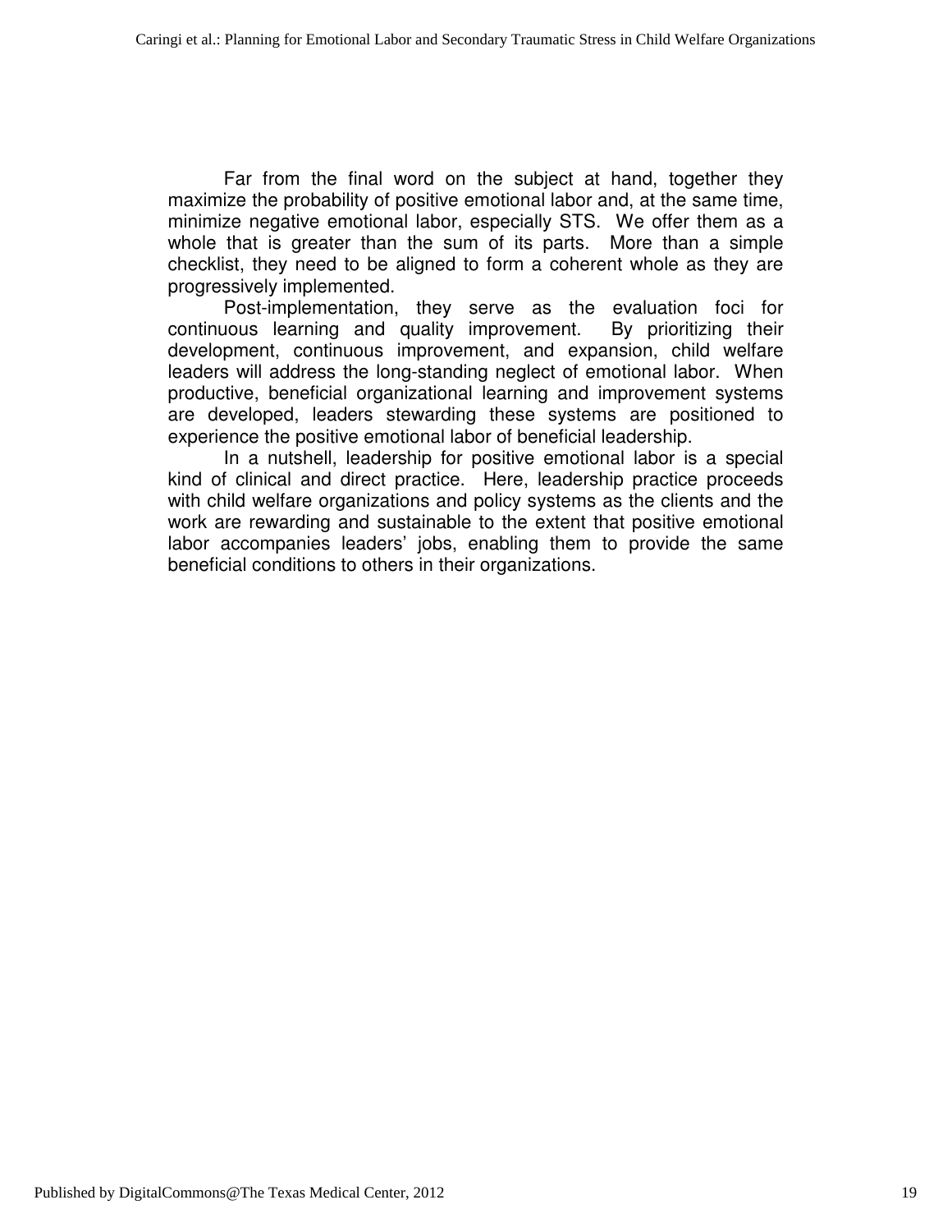Far from the final word on the subject at hand, together they maximize the probability of positive emotional labor and, at the same time, minimize negative emotional labor, especially STS. We offer them as a whole that is greater than the sum of its parts. More than a simple checklist, they need to be aligned to form a coherent whole as they are progressively implemented.

Post-implementation, they serve as the evaluation foci for continuous learning and quality improvement. By prioritizing their development, continuous improvement, and expansion, child welfare leaders will address the long-standing neglect of emotional labor. When productive, beneficial organizational learning and improvement systems are developed, leaders stewarding these systems are positioned to experience the positive emotional labor of beneficial leadership.

In a nutshell, leadership for positive emotional labor is a special kind of clinical and direct practice. Here, leadership practice proceeds with child welfare organizations and policy systems as the clients and the work are rewarding and sustainable to the extent that positive emotional labor accompanies leaders' jobs, enabling them to provide the same beneficial conditions to others in their organizations.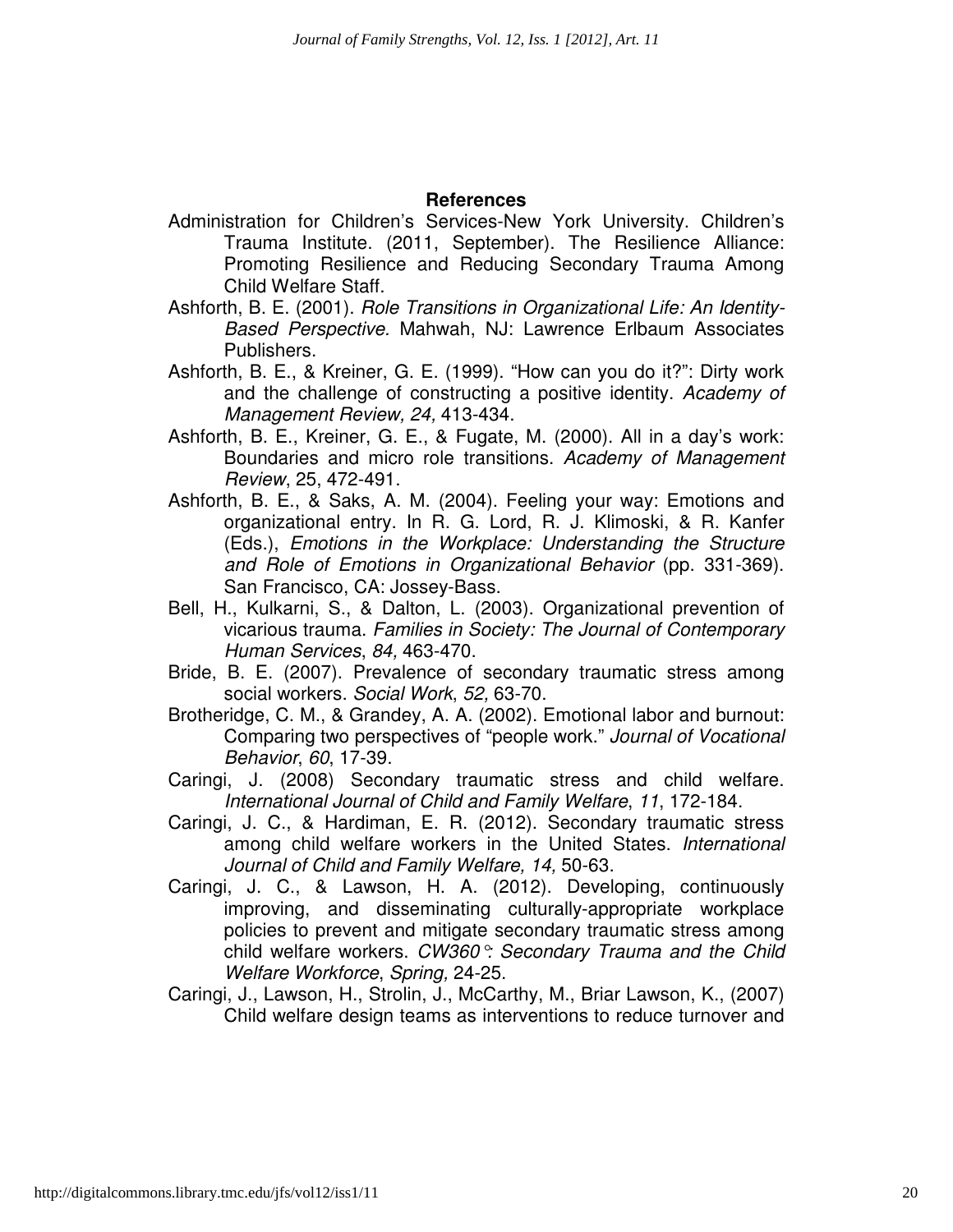**References**

Administration for Children's Services-New York University. Children's Trauma Institute. (2011, September). The Resilience Alliance: Promoting Resilience and Reducing Secondary Trauma Among Child Welfare Staff.

Ashforth, B. E. (2001). *Role Transitions in Organizational Life: An Identity-Based Perspective.* Mahwah, NJ: Lawrence Erlbaum Associates Publishers.

Ashforth, B. E., & Kreiner, G. E. (1999). "How can you do it?": Dirty work and the challenge of constructing a positive identity. *Academy of Management Review, 24,* 413-434.

Ashforth, B. E., Kreiner, G. E., & Fugate, M. (2000). All in a day's work: Boundaries and micro role transitions. *Academy of Management Review*, 25, 472-491.

Ashforth, B. E., & Saks, A. M. (2004). Feeling your way: Emotions and organizational entry. In R. G. Lord, R. J. Klimoski, & R. Kanfer (Eds.), *Emotions in the Workplace: Understanding the Structure and Role of Emotions in Organizational Behavior* (pp. 331-369). San Francisco, CA: Jossey-Bass.

Bell, H., Kulkarni, S., & Dalton, L. (2003). Organizational prevention of vicarious trauma. *Families in Society: The Journal of Contemporary Human Services*, *84,* 463-470.

Bride, B. E. (2007). Prevalence of secondary traumatic stress among social workers. *Social Work*, *52,* 63-70.

Brotheridge, C. M., & Grandey, A. A. (2002). Emotional labor and burnout: Comparing two perspectives of "people work." *Journal of Vocational Behavior*, *60*, 17-39.

Caringi, J. (2008) Secondary traumatic stress and child welfare. *International Journal of Child and Family Welfare*, *11*, 172-184.

Caringi, J. C., & Hardiman, E. R. (2012). Secondary traumatic stress among child welfare workers in the United States. *International Journal of Child and Family Welfare, 14,* 50-63.

Caringi, J. C., & Lawson, H. A. (2012). Developing, continuously improving, and disseminating culturally-appropriate workplace policies to prevent and mitigate secondary traumatic stress among child welfare workers. *CW360°: Secondary Trauma and the Child Welfare Workforce*, *Spring,* 24-25.

Caringi, J., Lawson, H., Strolin, J., McCarthy, M., Briar Lawson, K., (2007) Child welfare design teams as interventions to reduce turnover and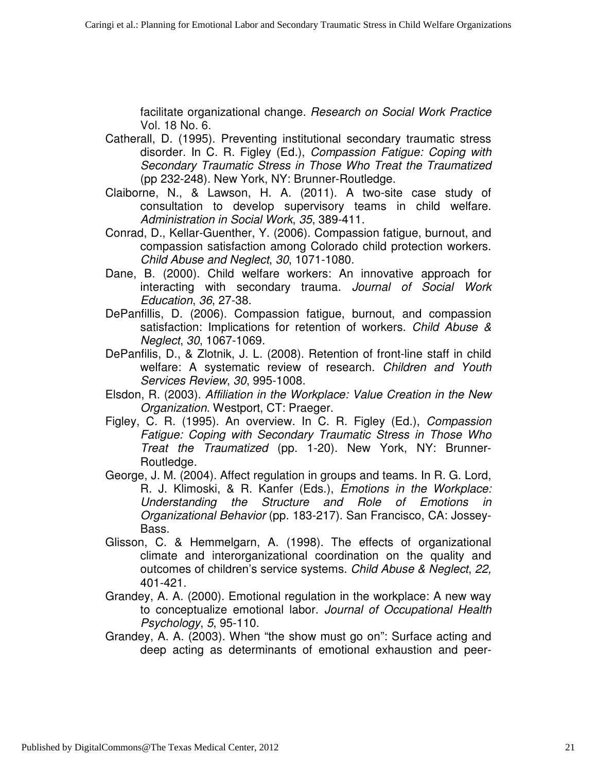facilitate organizational change. *Research on Social Work Practice* Vol. 18 No. 6.

Catherall, D. (1995). Preventing institutional secondary traumatic stress disorder. In C. R. Figley (Ed.), *Compassion Fatigue: Coping with Secondary Traumatic Stress in Those Who Treat the Traumatized* (pp 232-248). New York, NY: Brunner-Routledge.

Claiborne, N., & Lawson, H. A. (2011). A two-site case study of consultation to develop supervisory teams in child welfare. *Administration in Social Work*, *35*, 389-411.

Conrad, D., Kellar-Guenther, Y. (2006). Compassion fatigue, burnout, and compassion satisfaction among Colorado child protection workers. *Child Abuse and Neglect*, *30*, 1071-1080.

Dane, B. (2000). Child welfare workers: An innovative approach for interacting with secondary trauma. *Journal of Social Work Education*, *36*, 27-38.

DePanfillis, D. (2006). Compassion fatigue, burnout, and compassion satisfaction: Implications for retention of workers. *Child Abuse & Neglect*, *30*, 1067-1069.

DePanfilis, D., & Zlotnik, J. L. (2008). Retention of front-line staff in child welfare: A systematic review of research. *Children and Youth Services Review*, *30*, 995-1008.

Elsdon, R. (2003). *Affiliation in the Workplace: Value Creation in the New Organization.* Westport, CT: Praeger.

Figley, C. R. (1995). An overview. In C. R. Figley (Ed.), *Compassion Fatigue: Coping with Secondary Traumatic Stress in Those Who Treat the Traumatized* (pp. 1-20). New York, NY: Brunner-Routledge.

George, J. M. (2004). Affect regulation in groups and teams. In R. G. Lord, R. J. Klimoski, & R. Kanfer (Eds.), *Emotions in the Workplace: Understanding the Structure and Role of Emotions in Organizational Behavior* (pp. 183-217). San Francisco, CA: Jossey-Bass.

Glisson, C. & Hemmelgarn, A. (1998). The effects of organizational climate and interorganizational coordination on the quality and outcomes of children's service systems. *Child Abuse & Neglect*, *22,* 401-421.

Grandey, A. A. (2000). Emotional regulation in the workplace: A new way to conceptualize emotional labor. *Journal of Occupational Health Psychology*, *5*, 95-110.

Grandey, A. A. (2003). When "the show must go on": Surface acting and deep acting as determinants of emotional exhaustion and peer-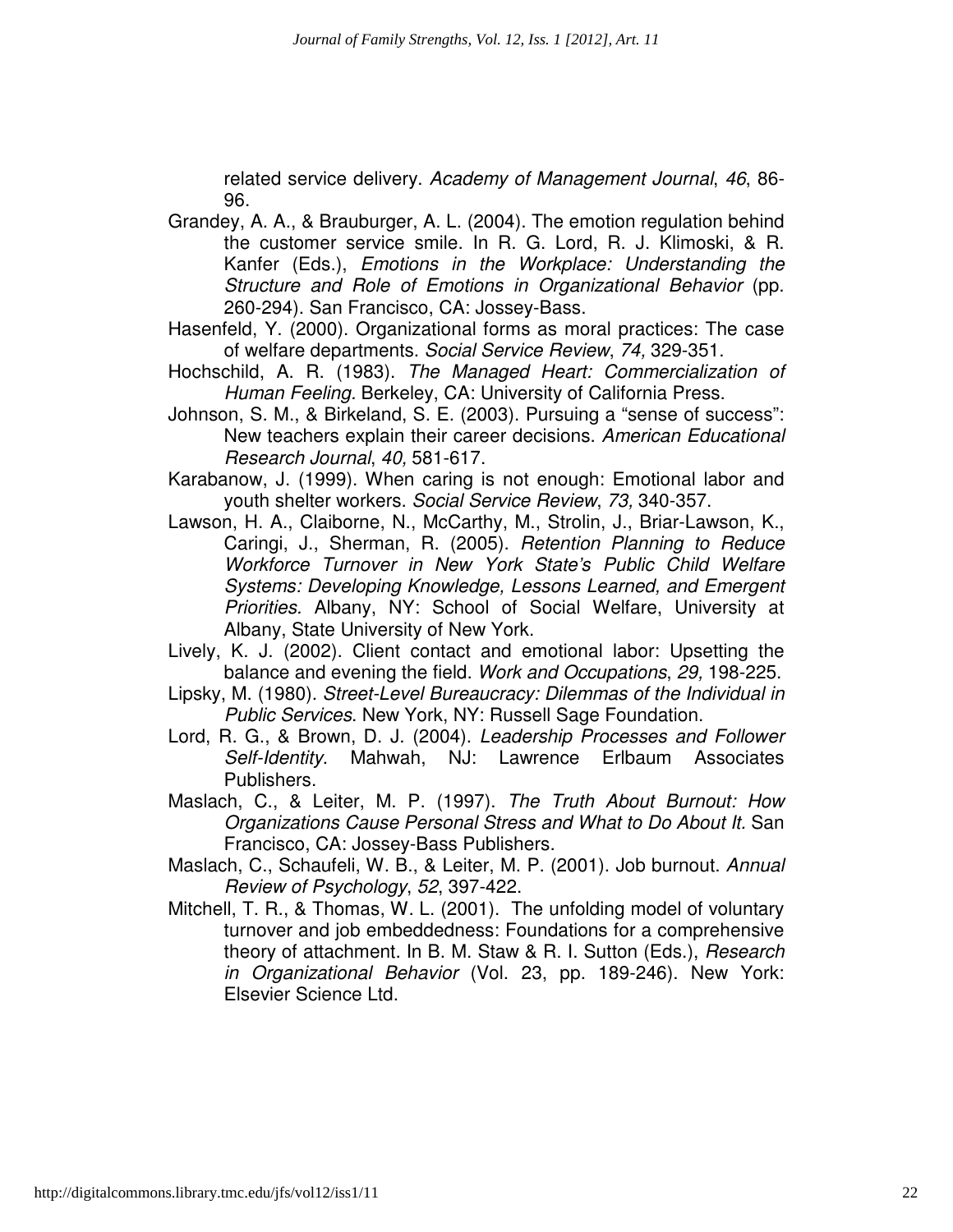related service delivery. *Academy of Management Journal*, *46*, 86-96.

Grandey, A. A., & Brauburger, A. L. (2004). The emotion regulation behind the customer service smile. In R. G. Lord, R. J. Klimoski, & R. Kanfer (Eds.), *Emotions in the Workplace: Understanding the Structure and Role of Emotions in Organizational Behavior* (pp. 260-294). San Francisco, CA: Jossey-Bass.

Hasenfeld, Y. (2000). Organizational forms as moral practices: The case of welfare departments. *Social Service Review*, *74,* 329-351.

Hochschild, A. R. (1983). *The Managed Heart: Commercialization of Human Feeling.* Berkeley, CA: University of California Press.

Johnson, S. M., & Birkeland, S. E. (2003). Pursuing a "sense of success": New teachers explain their career decisions. *American Educational Research Journal*, *40,* 581-617.

Karabanow, J. (1999). When caring is not enough: Emotional labor and youth shelter workers. *Social Service Review*, *73,* 340-357.

Lawson, H. A., Claiborne, N., McCarthy, M., Strolin, J., Briar-Lawson, K., Caringi, J., Sherman, R. (2005). *Retention Planning to Reduce Workforce Turnover in New York State's Public Child Welfare Systems: Developing Knowledge, Lessons Learned, and Emergent Priorities.* Albany, NY: School of Social Welfare, University at Albany, State University of New York.

Lively, K. J. (2002). Client contact and emotional labor: Upsetting the balance and evening the field. *Work and Occupations*, *29,* 198-225.

Lipsky, M. (1980). *Street-Level Bureaucracy: Dilemmas of the Individual in Public Services*. New York, NY: Russell Sage Foundation.

Lord, R. G., & Brown, D. J. (2004). *Leadership Processes and Follower Self-Identity*. Mahwah, NJ: Lawrence Erlbaum Associates Publishers.

Maslach, C., & Leiter, M. P. (1997). *The Truth About Burnout: How Organizations Cause Personal Stress and What to Do About It.* San Francisco, CA: Jossey-Bass Publishers.

Maslach, C., Schaufeli, W. B., & Leiter, M. P. (2001). Job burnout. *Annual Review of Psychology*, *52*, 397-422.

Mitchell, T. R., & Thomas, W. L. (2001). The unfolding model of voluntary turnover and job embeddedness: Foundations for a comprehensive theory of attachment. In B. M. Staw & R. I. Sutton (Eds.), *Research in Organizational Behavior* (Vol. 23, pp. 189-246). New York: Elsevier Science Ltd.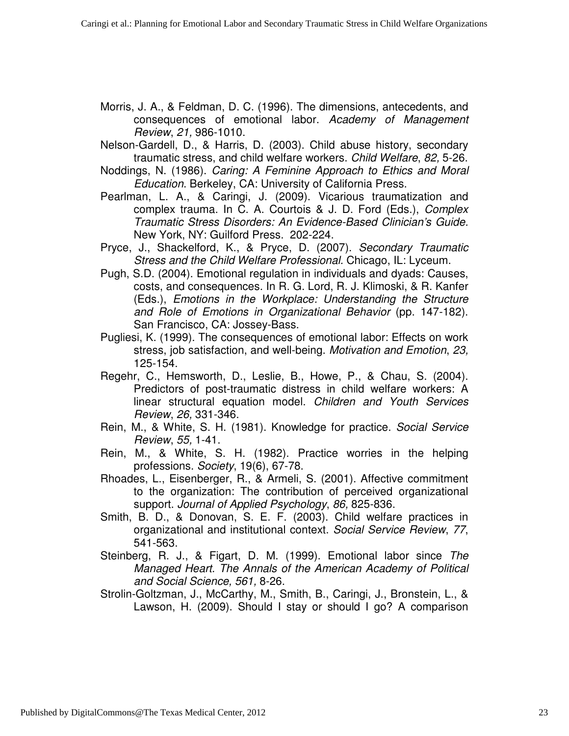Morris, J. A., & Feldman, D. C. (1996). The dimensions, antecedents, and consequences of emotional labor. *Academy of Management Review*, *21,* 986-1010.

Nelson-Gardell, D., & Harris, D. (2003). Child abuse history, secondary traumatic stress, and child welfare workers. *Child Welfare*, *82,* 5-26.

Noddings, N. (1986). *Caring: A Feminine Approach to Ethics and Moral Education*. Berkeley, CA: University of California Press.

Pearlman, L. A., & Caringi, J. (2009). Vicarious traumatization and complex trauma. In C. A. Courtois & J. D. Ford (Eds.), *Complex Traumatic Stress Disorders: An Evidence-Based Clinician's Guide.* New York, NY: Guilford Press. 202-224.

Pryce, J., Shackelford, K., & Pryce, D. (2007). *Secondary Traumatic Stress and the Child Welfare Professional*. Chicago, IL: Lyceum.

Pugh, S.D. (2004). Emotional regulation in individuals and dyads: Causes, costs, and consequences. In R. G. Lord, R. J. Klimoski, & R. Kanfer (Eds.), *Emotions in the Workplace: Understanding the Structure and Role of Emotions in Organizational Behavior* (pp. 147-182). San Francisco, CA: Jossey-Bass.

Pugliesi, K. (1999). The consequences of emotional labor: Effects on work stress, job satisfaction, and well-being. *Motivation and Emotion*, *23,* 125-154.

Regehr, C., Hemsworth, D., Leslie, B., Howe, P., & Chau, S. (2004). Predictors of post-traumatic distress in child welfare workers: A linear structural equation model. *Children and Youth Services Review*, *26,* 331-346.

Rein, M., & White, S. H. (1981). Knowledge for practice. *Social Service Review*, *55,* 1-41.

Rein, M., & White, S. H. (1982). Practice worries in the helping professions. *Society*, 19(6), 67-78.

Rhoades, L., Eisenberger, R., & Armeli, S. (2001). Affective commitment to the organization: The contribution of perceived organizational support. *Journal of Applied Psychology*, *86,* 825-836.

Smith, B. D., & Donovan, S. E. F. (2003). Child welfare practices in organizational and institutional context. *Social Service Review*, *77*, 541-563.

Steinberg, R. J., & Figart, D. M. (1999). Emotional labor since *The Managed Heart. The Annals of the American Academy of Political and Social Science, 561,* 8-26.

Strolin-Goltzman, J., McCarthy, M., Smith, B., Caringi, J., Bronstein, L., & Lawson, H. (2009). Should I stay or should I go? A comparison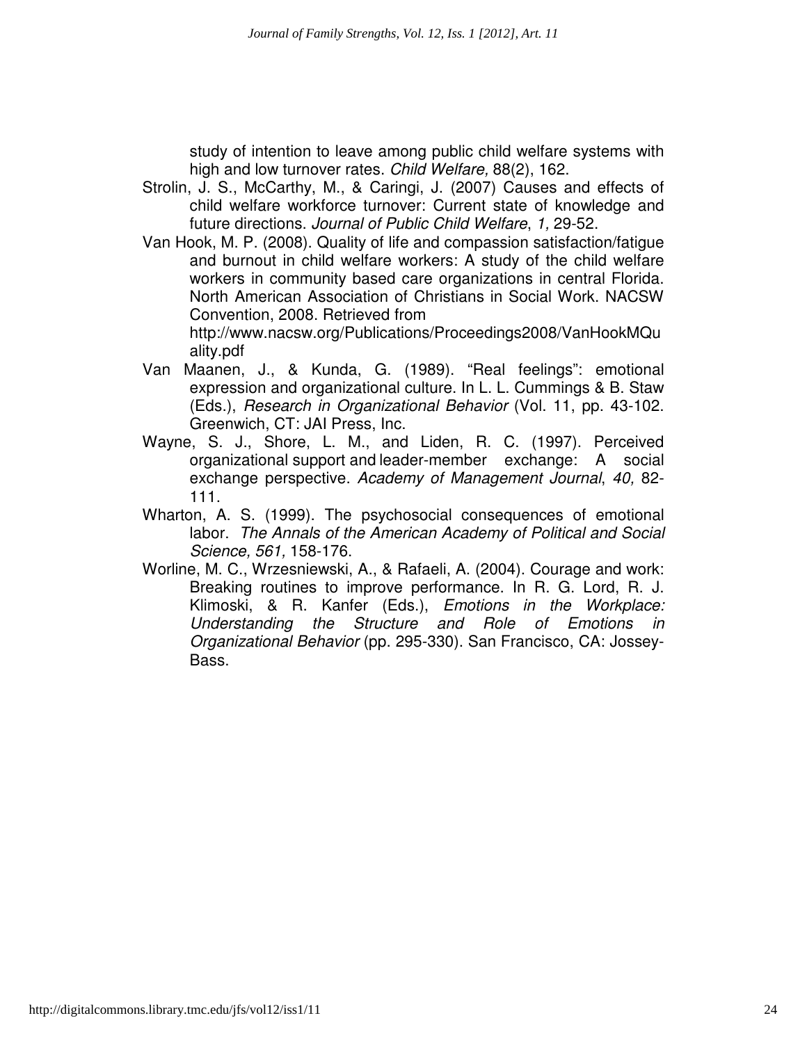study of intention to leave among public child welfare systems with high and low turnover rates. *Child Welfare,* 88(2), 162.

Strolin, J. S., McCarthy, M., & Caringi, J. (2007) Causes and effects of child welfare workforce turnover: Current state of knowledge and future directions. *Journal of Public Child Welfare*, *1,* 29-52.

Van Hook, M. P. (2008). Quality of life and compassion satisfaction/fatigue and burnout in child welfare workers: A study of the child welfare workers in community based care organizations in central Florida. North American Association of Christians in Social Work. NACSW Convention, 2008. Retrieved from http://www.nacsw.org/Publications/Proceedings2008/VanHookMQuality.pdf

Van Maanen, J., & Kunda, G. (1989). "Real feelings": emotional expression and organizational culture. In L. L. Cummings & B. Staw (Eds.), *Research in Organizational Behavior* (Vol. 11, pp. 43-102. Greenwich, CT: JAI Press, Inc.

Wayne, S. J., Shore, L. M., and Liden, R. C. (1997). Perceived organizational support and leader-member exchange: A social exchange perspective. *Academy of Management Journal*, *40,* 82-111.

Wharton, A. S. (1999). The psychosocial consequences of emotional labor. *The Annals of the American Academy of Political and Social Science, 561,* 158-176.

Worline, M. C., Wrzesniewski, A., & Rafaeli, A. (2004). Courage and work: Breaking routines to improve performance. In R. G. Lord, R. J. Klimoski, & R. Kanfer (Eds.), *Emotions in the Workplace: Understanding the Structure and Role of Emotions in Organizational Behavior* (pp. 295-330). San Francisco, CA: Jossey-Bass.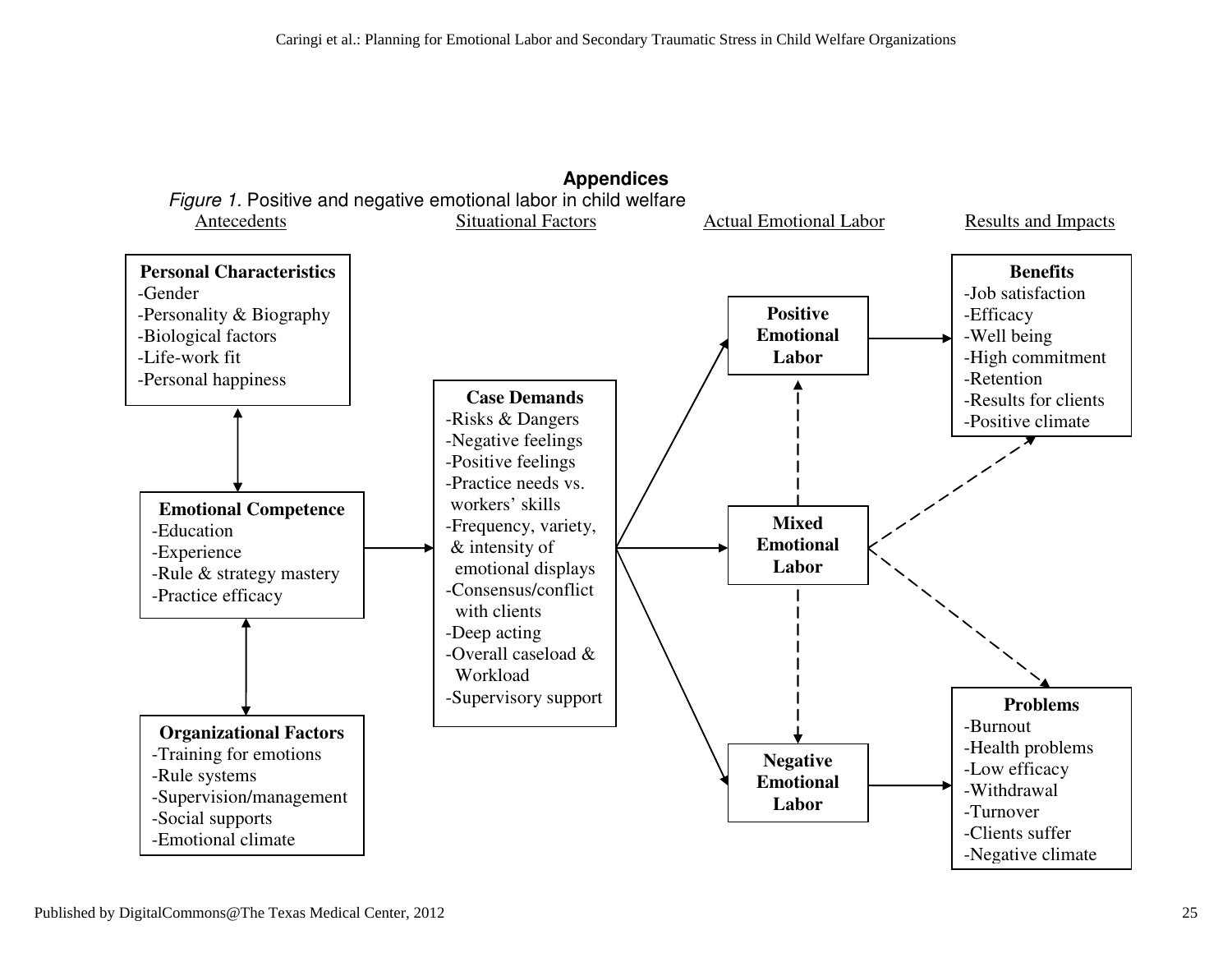## Appendices

*Figure 1.* Positive and negative emotional labor in child welfare

Antecedents | Situational Factors | Actual Emotional Labor | Results and Impacts

**Personal Characteristics**
- -Gender
- -Personality & Biography
- -Biological factors
- -Life-work fit
- -Personal happiness

**Emotional Competence**
- -Education
- -Experience
- -Rule & strategy mastery
- -Practice efficacy

**Organizational Factors**
- -Training for emotions
- -Rule systems
- -Supervision/management
- -Social supports
- -Emotional climate

**Case Demands**
- -Risks & Dangers
- -Negative feelings
- -Positive feelings
- -Practice needs vs. workers' skills
- -Frequency, variety, & intensity of emotional displays
- -Consensus/conflict with clients
- -Deep acting
- -Overall caseload & Workload
- -Supervisory support

**Positive Emotional Labor**

**Mixed Emotional Labor**

**Negative Emotional Labor**

**Benefits**
- -Job satisfaction
- -Efficacy
- -Well being
- -High commitment
- -Retention
- -Results for clients
- -Positive climate

**Problems**
- -Burnout
- -Health problems
- -Low efficacy
- -Withdrawal
- -Turnover
- -Clients suffer
- -Negative climate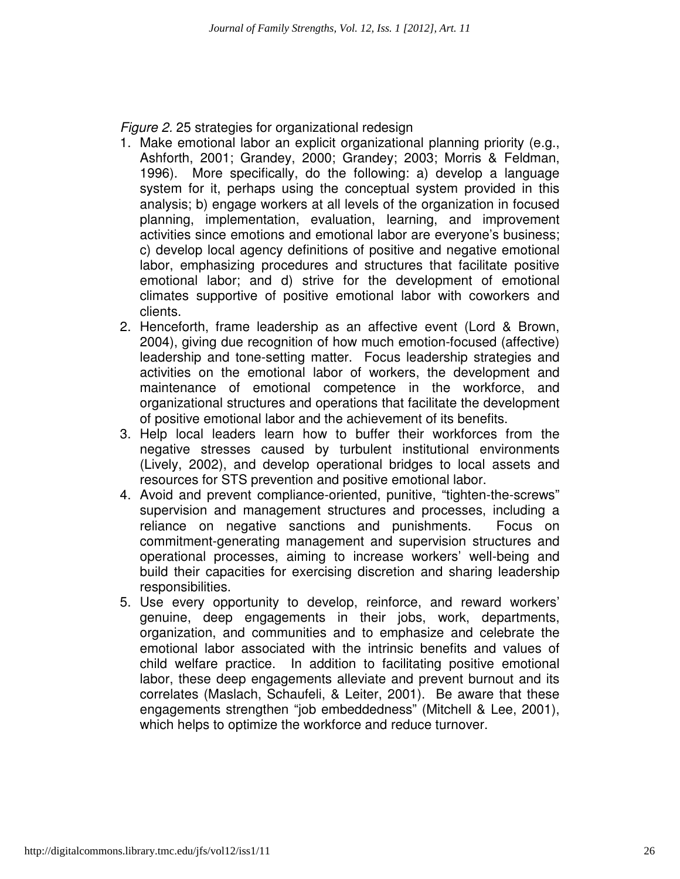*Figure 2.* 25 strategies for organizational redesign

1. Make emotional labor an explicit organizational planning priority (e.g., Ashforth, 2001; Grandey, 2000; Grandey; 2003; Morris & Feldman, 1996). More specifically, do the following: a) develop a language system for it, perhaps using the conceptual system provided in this analysis; b) engage workers at all levels of the organization in focused planning, implementation, evaluation, learning, and improvement activities since emotions and emotional labor are everyone's business; c) develop local agency definitions of positive and negative emotional labor, emphasizing procedures and structures that facilitate positive emotional labor; and d) strive for the development of emotional climates supportive of positive emotional labor with coworkers and clients.
2. Henceforth, frame leadership as an affective event (Lord & Brown, 2004), giving due recognition of how much emotion-focused (affective) leadership and tone-setting matter. Focus leadership strategies and activities on the emotional labor of workers, the development and maintenance of emotional competence in the workforce, and organizational structures and operations that facilitate the development of positive emotional labor and the achievement of its benefits.
3. Help local leaders learn how to buffer their workforces from the negative stresses caused by turbulent institutional environments (Lively, 2002), and develop operational bridges to local assets and resources for STS prevention and positive emotional labor.
4. Avoid and prevent compliance-oriented, punitive, "tighten-the-screws" supervision and management structures and processes, including a reliance on negative sanctions and punishments. Focus on commitment-generating management and supervision structures and operational processes, aiming to increase workers' well-being and build their capacities for exercising discretion and sharing leadership responsibilities.
5. Use every opportunity to develop, reinforce, and reward workers' genuine, deep engagements in their jobs, work, departments, organization, and communities and to emphasize and celebrate the emotional labor associated with the intrinsic benefits and values of child welfare practice. In addition to facilitating positive emotional labor, these deep engagements alleviate and prevent burnout and its correlates (Maslach, Schaufeli, & Leiter, 2001). Be aware that these engagements strengthen "job embeddedness" (Mitchell & Lee, 2001), which helps to optimize the workforce and reduce turnover.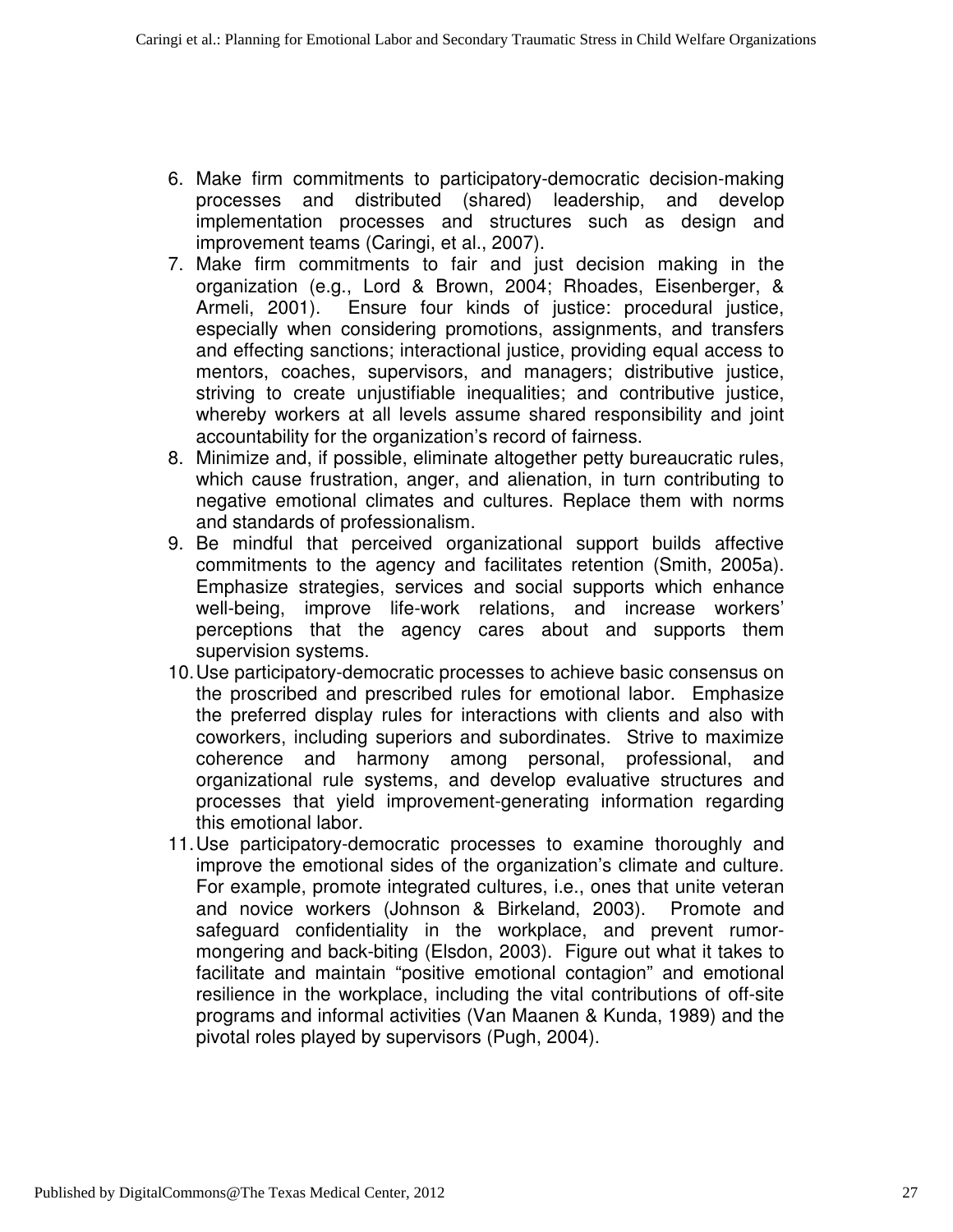6. Make firm commitments to participatory-democratic decision-making processes and distributed (shared) leadership, and develop implementation processes and structures such as design and improvement teams (Caringi, et al., 2007).
7. Make firm commitments to fair and just decision making in the organization (e.g., Lord & Brown, 2004; Rhoades, Eisenberger, & Armeli, 2001). Ensure four kinds of justice: procedural justice, especially when considering promotions, assignments, and transfers and effecting sanctions; interactional justice, providing equal access to mentors, coaches, supervisors, and managers; distributive justice, striving to create unjustifiable inequalities; and contributive justice, whereby workers at all levels assume shared responsibility and joint accountability for the organization's record of fairness.
8. Minimize and, if possible, eliminate altogether petty bureaucratic rules, which cause frustration, anger, and alienation, in turn contributing to negative emotional climates and cultures. Replace them with norms and standards of professionalism.
9. Be mindful that perceived organizational support builds affective commitments to the agency and facilitates retention (Smith, 2005a). Emphasize strategies, services and social supports which enhance well-being, improve life-work relations, and increase workers' perceptions that the agency cares about and supports them supervision systems.
10. Use participatory-democratic processes to achieve basic consensus on the proscribed and prescribed rules for emotional labor. Emphasize the preferred display rules for interactions with clients and also with coworkers, including superiors and subordinates. Strive to maximize coherence and harmony among personal, professional, and organizational rule systems, and develop evaluative structures and processes that yield improvement-generating information regarding this emotional labor.
11. Use participatory-democratic processes to examine thoroughly and improve the emotional sides of the organization's climate and culture. For example, promote integrated cultures, i.e., ones that unite veteran and novice workers (Johnson & Birkeland, 2003). Promote and safeguard confidentiality in the workplace, and prevent rumor-mongering and back-biting (Elsdon, 2003). Figure out what it takes to facilitate and maintain "positive emotional contagion" and emotional resilience in the workplace, including the vital contributions of off-site programs and informal activities (Van Maanen & Kunda, 1989) and the pivotal roles played by supervisors (Pugh, 2004).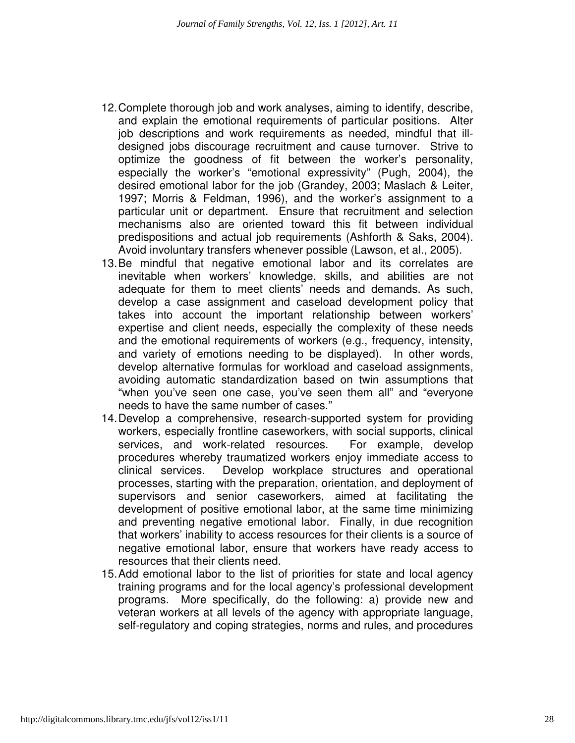12. Complete thorough job and work analyses, aiming to identify, describe, and explain the emotional requirements of particular positions. Alter job descriptions and work requirements as needed, mindful that ill-designed jobs discourage recruitment and cause turnover. Strive to optimize the goodness of fit between the worker's personality, especially the worker's "emotional expressivity" (Pugh, 2004), the desired emotional labor for the job (Grandey, 2003; Maslach & Leiter, 1997; Morris & Feldman, 1996), and the worker's assignment to a particular unit or department. Ensure that recruitment and selection mechanisms also are oriented toward this fit between individual predispositions and actual job requirements (Ashforth & Saks, 2004). Avoid involuntary transfers whenever possible (Lawson, et al., 2005).
13. Be mindful that negative emotional labor and its correlates are inevitable when workers' knowledge, skills, and abilities are not adequate for them to meet clients' needs and demands. As such, develop a case assignment and caseload development policy that takes into account the important relationship between workers' expertise and client needs, especially the complexity of these needs and the emotional requirements of workers (e.g., frequency, intensity, and variety of emotions needing to be displayed). In other words, develop alternative formulas for workload and caseload assignments, avoiding automatic standardization based on twin assumptions that "when you've seen one case, you've seen them all" and "everyone needs to have the same number of cases."
14. Develop a comprehensive, research-supported system for providing workers, especially frontline caseworkers, with social supports, clinical services, and work-related resources. For example, develop procedures whereby traumatized workers enjoy immediate access to clinical services. Develop workplace structures and operational processes, starting with the preparation, orientation, and deployment of supervisors and senior caseworkers, aimed at facilitating the development of positive emotional labor, at the same time minimizing and preventing negative emotional labor. Finally, in due recognition that workers' inability to access resources for their clients is a source of negative emotional labor, ensure that workers have ready access to resources that their clients need.
15. Add emotional labor to the list of priorities for state and local agency training programs and for the local agency's professional development programs. More specifically, do the following: a) provide new and veteran workers at all levels of the agency with appropriate language, self-regulatory and coping strategies, norms and rules, and procedures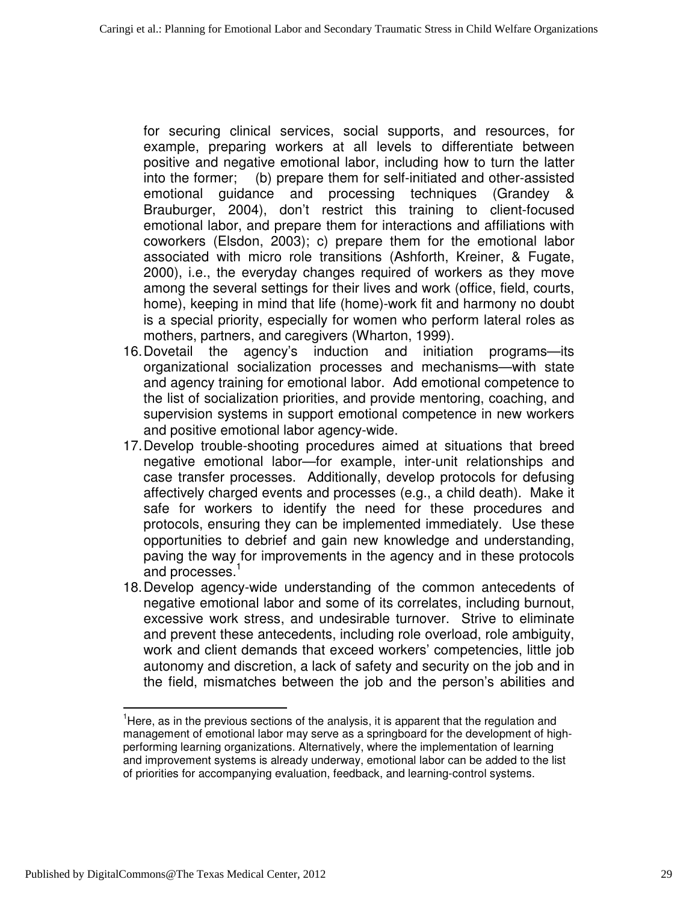for securing clinical services, social supports, and resources, for example, preparing workers at all levels to differentiate between positive and negative emotional labor, including how to turn the latter into the former; (b) prepare them for self-initiated and other-assisted emotional guidance and processing techniques (Grandey & Brauburger, 2004), don't restrict this training to client-focused emotional labor, and prepare them for interactions and affiliations with coworkers (Elsdon, 2003); c) prepare them for the emotional labor associated with micro role transitions (Ashforth, Kreiner, & Fugate, 2000), i.e., the everyday changes required of workers as they move among the several settings for their lives and work (office, field, courts, home), keeping in mind that life (home)-work fit and harmony no doubt is a special priority, especially for women who perform lateral roles as mothers, partners, and caregivers (Wharton, 1999).

16. Dovetail the agency's induction and initiation programs—its organizational socialization processes and mechanisms—with state and agency training for emotional labor. Add emotional competence to the list of socialization priorities, and provide mentoring, coaching, and supervision systems in support emotional competence in new workers and positive emotional labor agency-wide.
17. Develop trouble-shooting procedures aimed at situations that breed negative emotional labor—for example, inter-unit relationships and case transfer processes. Additionally, develop protocols for defusing affectively charged events and processes (e.g., a child death). Make it safe for workers to identify the need for these procedures and protocols, ensuring they can be implemented immediately. Use these opportunities to debrief and gain new knowledge and understanding, paving the way for improvements in the agency and in these protocols and processes.[1]
18. Develop agency-wide understanding of the common antecedents of negative emotional labor and some of its correlates, including burnout, excessive work stress, and undesirable turnover. Strive to eliminate and prevent these antecedents, including role overload, role ambiguity, work and client demands that exceed workers' competencies, little job autonomy and discretion, a lack of safety and security on the job and in the field, mismatches between the job and the person's abilities and

---

[1] Here, as in the previous sections of the analysis, it is apparent that the regulation and management of emotional labor may serve as a springboard for the development of high-performing learning organizations. Alternatively, where the implementation of learning and improvement systems is already underway, emotional labor can be added to the list of priorities for accompanying evaluation, feedback, and learning-control systems.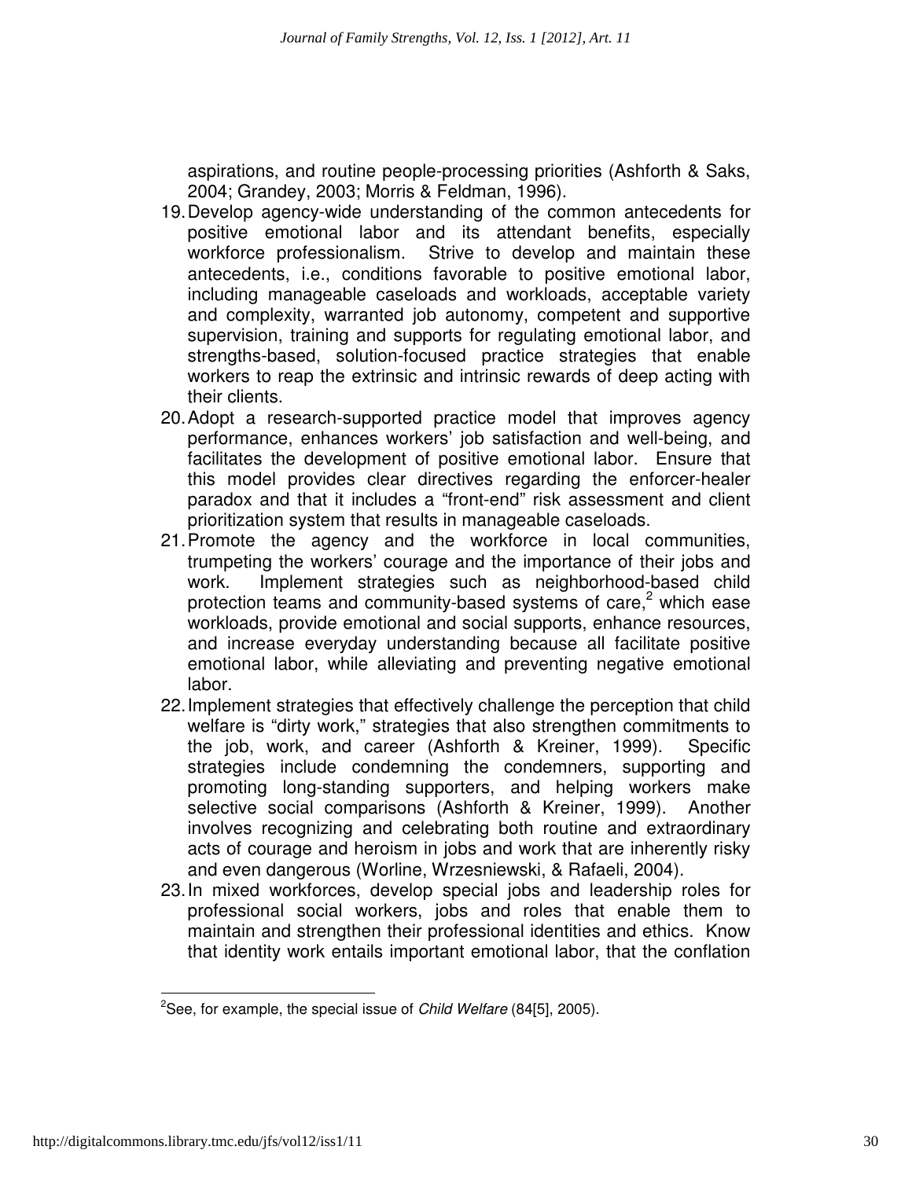aspirations, and routine people-processing priorities (Ashforth & Saks, 2004; Grandey, 2003; Morris & Feldman, 1996).

19. Develop agency-wide understanding of the common antecedents for positive emotional labor and its attendant benefits, especially workforce professionalism. Strive to develop and maintain these antecedents, i.e., conditions favorable to positive emotional labor, including manageable caseloads and workloads, acceptable variety and complexity, warranted job autonomy, competent and supportive supervision, training and supports for regulating emotional labor, and strengths-based, solution-focused practice strategies that enable workers to reap the extrinsic and intrinsic rewards of deep acting with their clients.
20. Adopt a research-supported practice model that improves agency performance, enhances workers' job satisfaction and well-being, and facilitates the development of positive emotional labor. Ensure that this model provides clear directives regarding the enforcer-healer paradox and that it includes a "front-end" risk assessment and client prioritization system that results in manageable caseloads.
21. Promote the agency and the workforce in local communities, trumpeting the workers' courage and the importance of their jobs and work. Implement strategies such as neighborhood-based child protection teams and community-based systems of care,[2] which ease workloads, provide emotional and social supports, enhance resources, and increase everyday understanding because all facilitate positive emotional labor, while alleviating and preventing negative emotional labor.
22. Implement strategies that effectively challenge the perception that child welfare is "dirty work," strategies that also strengthen commitments to the job, work, and career (Ashforth & Kreiner, 1999). Specific strategies include condemning the condemners, supporting and promoting long-standing supporters, and helping workers make selective social comparisons (Ashforth & Kreiner, 1999). Another involves recognizing and celebrating both routine and extraordinary acts of courage and heroism in jobs and work that are inherently risky and even dangerous (Worline, Wrzesniewski, & Rafaeli, 2004).
23. In mixed workforces, develop special jobs and leadership roles for professional social workers, jobs and roles that enable them to maintain and strengthen their professional identities and ethics. Know that identity work entails important emotional labor, that the conflation

[2] See, for example, the special issue of *Child Welfare* (84[5], 2005).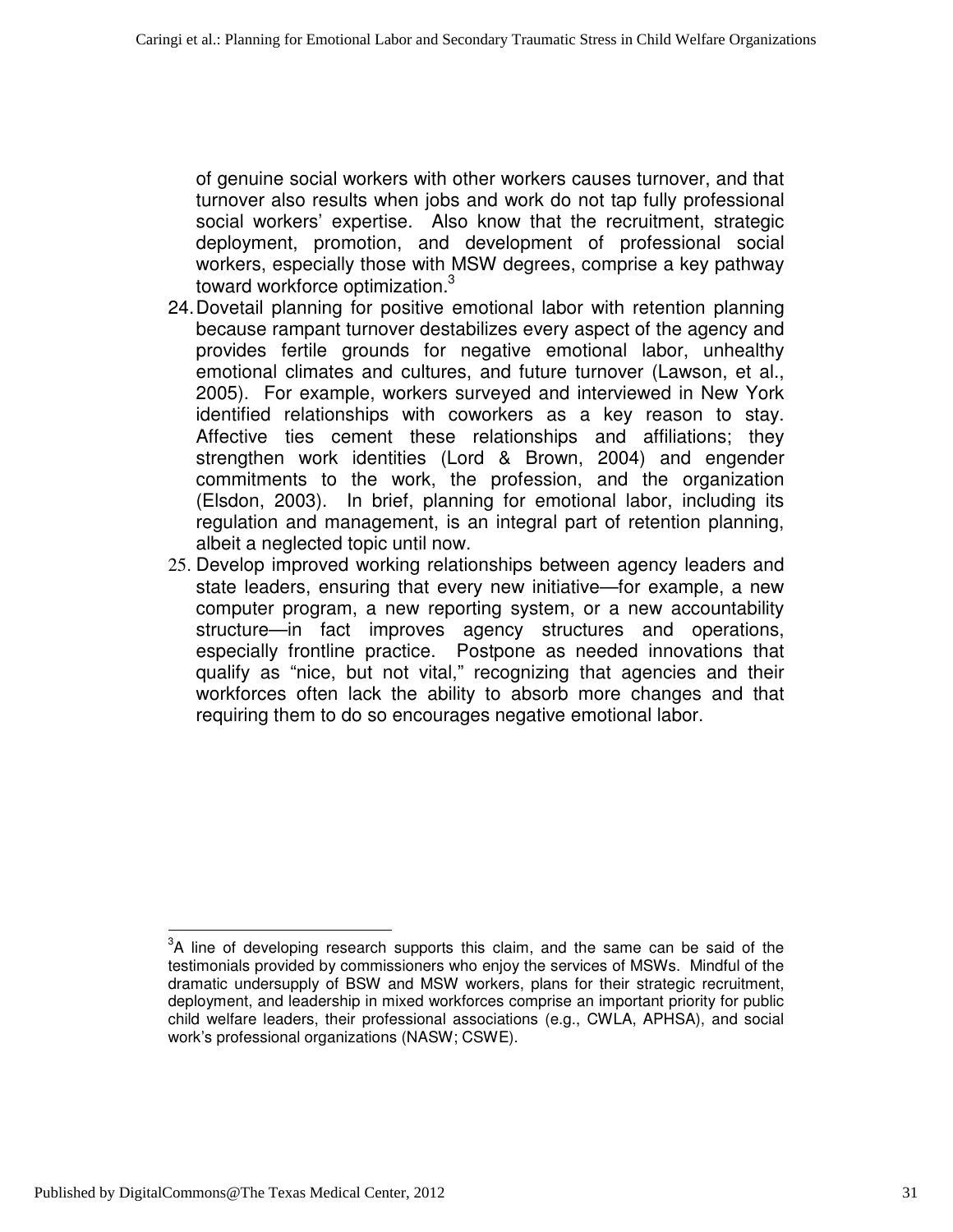of genuine social workers with other workers causes turnover, and that turnover also results when jobs and work do not tap fully professional social workers' expertise. Also know that the recruitment, strategic deployment, promotion, and development of professional social workers, especially those with MSW degrees, comprise a key pathway toward workforce optimization.[3]

24. Dovetail planning for positive emotional labor with retention planning because rampant turnover destabilizes every aspect of the agency and provides fertile grounds for negative emotional labor, unhealthy emotional climates and cultures, and future turnover (Lawson, et al., 2005). For example, workers surveyed and interviewed in New York identified relationships with coworkers as a key reason to stay. Affective ties cement these relationships and affiliations; they strengthen work identities (Lord & Brown, 2004) and engender commitments to the work, the profession, and the organization (Elsdon, 2003). In brief, planning for emotional labor, including its regulation and management, is an integral part of retention planning, albeit a neglected topic until now.
25. Develop improved working relationships between agency leaders and state leaders, ensuring that every new initiative—for example, a new computer program, a new reporting system, or a new accountability structure—in fact improves agency structures and operations, especially frontline practice. Postpone as needed innovations that qualify as "nice, but not vital," recognizing that agencies and their workforces often lack the ability to absorb more changes and that requiring them to do so encourages negative emotional labor.

[3] A line of developing research supports this claim, and the same can be said of the testimonials provided by commissioners who enjoy the services of MSWs. Mindful of the dramatic undersupply of BSW and MSW workers, plans for their strategic recruitment, deployment, and leadership in mixed workforces comprise an important priority for public child welfare leaders, their professional associations (e.g., CWLA, APHSA), and social work's professional organizations (NASW; CSWE).